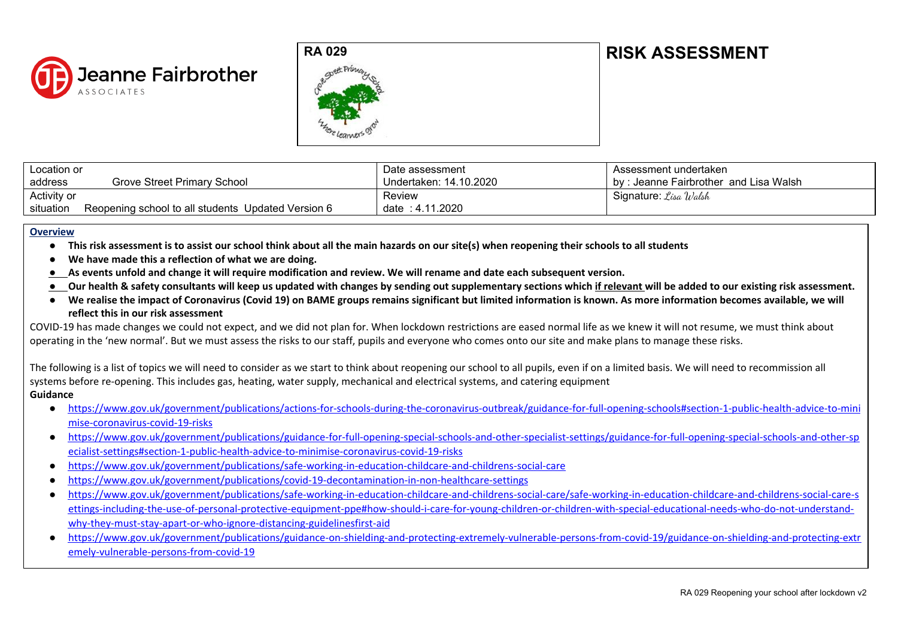Jeanne Fairbrother ASSOCIATES

**RA 029**

# RISK ASSESSMENT

| Location or address Grove Street Primary School | Date assessment Undertaken: 14.10.2020 | Assessment undertaken by : Jeanne Fairbrother and Lisa Walsh |
|---|---|---|
| Activity or situation Reopening school to all students Updated Version 6 | Review date : 4.11.2020 | Signature: *Lisa Walsh* |

**Overview**

- **This risk assessment is to assist our school think about all the main hazards on our site(s) when reopening their schools to all students**
- **We have made this a reflection of what we are doing.**
- **As events unfold and change it will require modification and review. We will rename and date each subsequent version.**
- **Our health & safety consultants will keep us updated with changes by sending out supplementary sections which if relevant will be added to our existing risk assessment.**
- **We realise the impact of Coronavirus (Covid 19) on BAME groups remains significant but limited information is known. As more information becomes available, we will reflect this in our risk assessment**

COVID-19 has made changes we could not expect, and we did not plan for. When lockdown restrictions are eased normal life as we knew it will not resume, we must think about operating in the 'new normal'. But we must assess the risks to our staff, pupils and everyone who comes onto our site and make plans to manage these risks.

The following is a list of topics we will need to consider as we start to think about reopening our school to all pupils, even if on a limited basis. We will need to recommission all systems before re-opening. This includes gas, heating, water supply, mechanical and electrical systems, and catering equipment

**Guidance**

- https://www.gov.uk/government/publications/actions-for-schools-during-the-coronavirus-outbreak/guidance-for-full-opening-schools#section-1-public-health-advice-to-minimise-coronavirus-covid-19-risks
- https://www.gov.uk/government/publications/guidance-for-full-opening-special-schools-and-other-specialist-settings/guidance-for-full-opening-special-schools-and-other-specialist-settings#section-1-public-health-advice-to-minimise-coronavirus-covid-19-risks
- https://www.gov.uk/government/publications/safe-working-in-education-childcare-and-childrens-social-care
- https://www.gov.uk/government/publications/covid-19-decontamination-in-non-healthcare-settings
- https://www.gov.uk/government/publications/safe-working-in-education-childcare-and-childrens-social-care/safe-working-in-education-childcare-and-childrens-social-care-settings-including-the-use-of-personal-protective-equipment-ppe#how-should-i-care-for-young-children-or-children-with-special-educational-needs-who-do-not-understand-why-they-must-stay-apart-or-who-ignore-distancing-guidelinesfirst-aid
- https://www.gov.uk/government/publications/guidance-on-shielding-and-protecting-extremely-vulnerable-persons-from-covid-19/guidance-on-shielding-and-protecting-extremely-vulnerable-persons-from-covid-19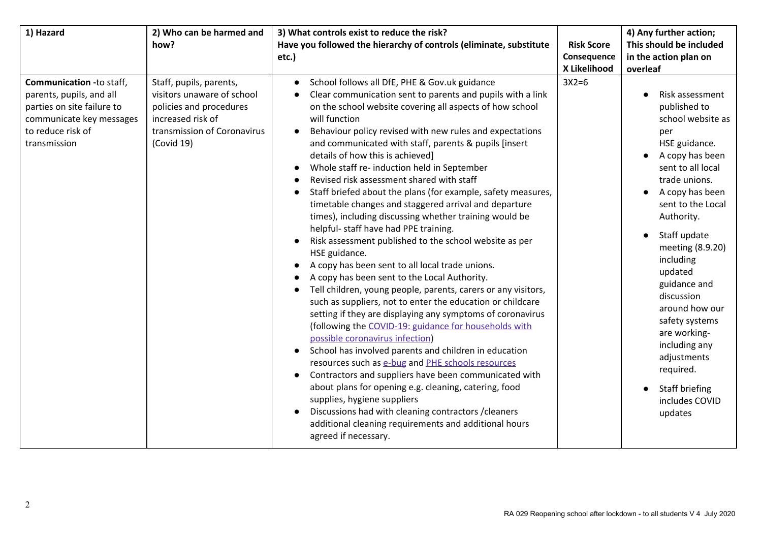| 1) Hazard | 2) Who can be harmed and how? | 3) What controls exist to reduce the risk? Have you followed the hierarchy of controls (eliminate, substitute etc.) | Risk Score Consequence X Likelihood | 4) Any further action; This should be included in the action plan on overleaf |
|---|---|---|---|---|
| **Communication** -to staff, parents, pupils, and all parties on site failure to communicate key messages to reduce risk of transmission | Staff, pupils, parents, visitors unaware of school policies and procedures increased risk of transmission of Coronavirus (Covid 19) | • School follows all DfE, PHE & Gov.uk guidance<br>• Clear communication sent to parents and pupils with a link on the school website covering all aspects of how school will function<br>• Behaviour policy revised with new rules and expectations and communicated with staff, parents & pupils [insert details of how this is achieved]<br>• Whole staff re- induction held in September<br>• Revised risk assessment shared with staff<br>• Staff briefed about the plans (for example, safety measures, timetable changes and staggered arrival and departure times), including discussing whether training would be helpful- staff have had PPE training.<br>• Risk assessment published to the school website as per HSE guidance.<br>• A copy has been sent to all local trade unions.<br>• A copy has been sent to the Local Authority.<br>• Tell children, young people, parents, carers or any visitors, such as suppliers, not to enter the education or childcare setting if they are displaying any symptoms of coronavirus (following the COVID-19: guidance for households with possible coronavirus infection)<br>• School has involved parents and children in education resources such as e-bug and PHE schools resources<br>• Contractors and suppliers have been communicated with about plans for opening e.g. cleaning, catering, food supplies, hygiene suppliers<br>• Discussions had with cleaning contractors /cleaners additional cleaning requirements and additional hours agreed if necessary. | 3X2=6 | • Risk assessment published to school website as per HSE guidance.<br>• A copy has been sent to all local trade unions.<br>• A copy has been sent to the Local Authority.<br>• Staff update meeting (8.9.20) including updated guidance and discussion around how our safety systems are working- including any adjustments required.<br>• Staff briefing includes COVID updates |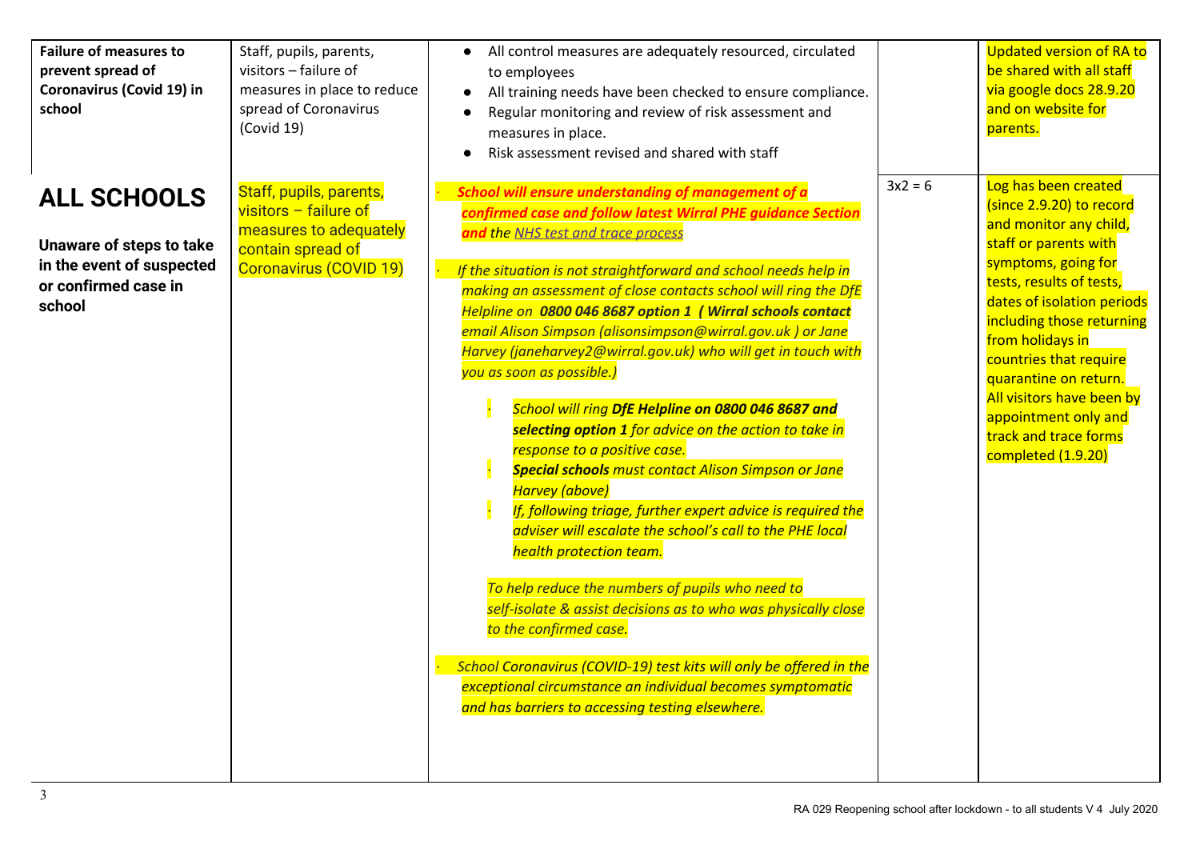| | | | | |
|---|---|---|---|---|
| **Failure of measures to prevent spread of Coronavirus (Covid 19) in school** | Staff, pupils, parents, visitors – failure of measures in place to reduce spread of Coronavirus (Covid 19) | • All control measures are adequately resourced, circulated to employees<br>• All training needs have been checked to ensure compliance.<br>• Regular monitoring and review of risk assessment and measures in place.<br>• Risk assessment revised and shared with staff | | Updated version of RA to be shared with all staff via google docs 28.9.20 and on website for parents. |
| **ALL SCHOOLS**<br><br>**Unaware of steps to take in the event of suspected or confirmed case in school** | Staff, pupils, parents, visitors – failure of measures to adequately contain spread of Coronavirus (COVID 19) | · ***School will ensure understanding of management of a confirmed case and follow latest Wirral PHE guidance Section and*** *the [NHS test and trace process]()*<br><br>· *If the situation is not straightforward and school needs help in making an assessment of close contacts school will ring the DfE Helpline on* ***0800 046 8687 option 1 ( Wirral schools contact*** *email Alison Simpson (alisonsimpson@wirral.gov.uk ) or Jane Harvey (janeharvey2@wirral.gov.uk) who will get in touch with you as soon as possible.)*<br><br>· *School will ring* ***DfE Helpline on 0800 046 8687 and selecting option 1*** *for advice on the action to take in response to a positive case.*<br>· ***Special schools*** *must contact Alison Simpson or Jane Harvey (above)*<br>· *If, following triage, further expert advice is required the adviser will escalate the school's call to the PHE local health protection team.*<br><br>*To help reduce the numbers of pupils who need to self-isolate & assist decisions as to who was physically close to the confirmed case.*<br><br>· *School Coronavirus (COVID-19) test kits will only be offered in the exceptional circumstance an individual becomes symptomatic and has barriers to accessing testing elsewhere.* | 3x2 = 6 | Log has been created (since 2.9.20) to record and monitor any child, staff or parents with symptoms, going for tests, results of tests, dates of isolation periods including those returning from holidays in countries that require quarantine on return. All visitors have been by appointment only and track and trace forms completed (1.9.20) |

RA 029 Reopening school after lockdown - to all students V 4 July 2020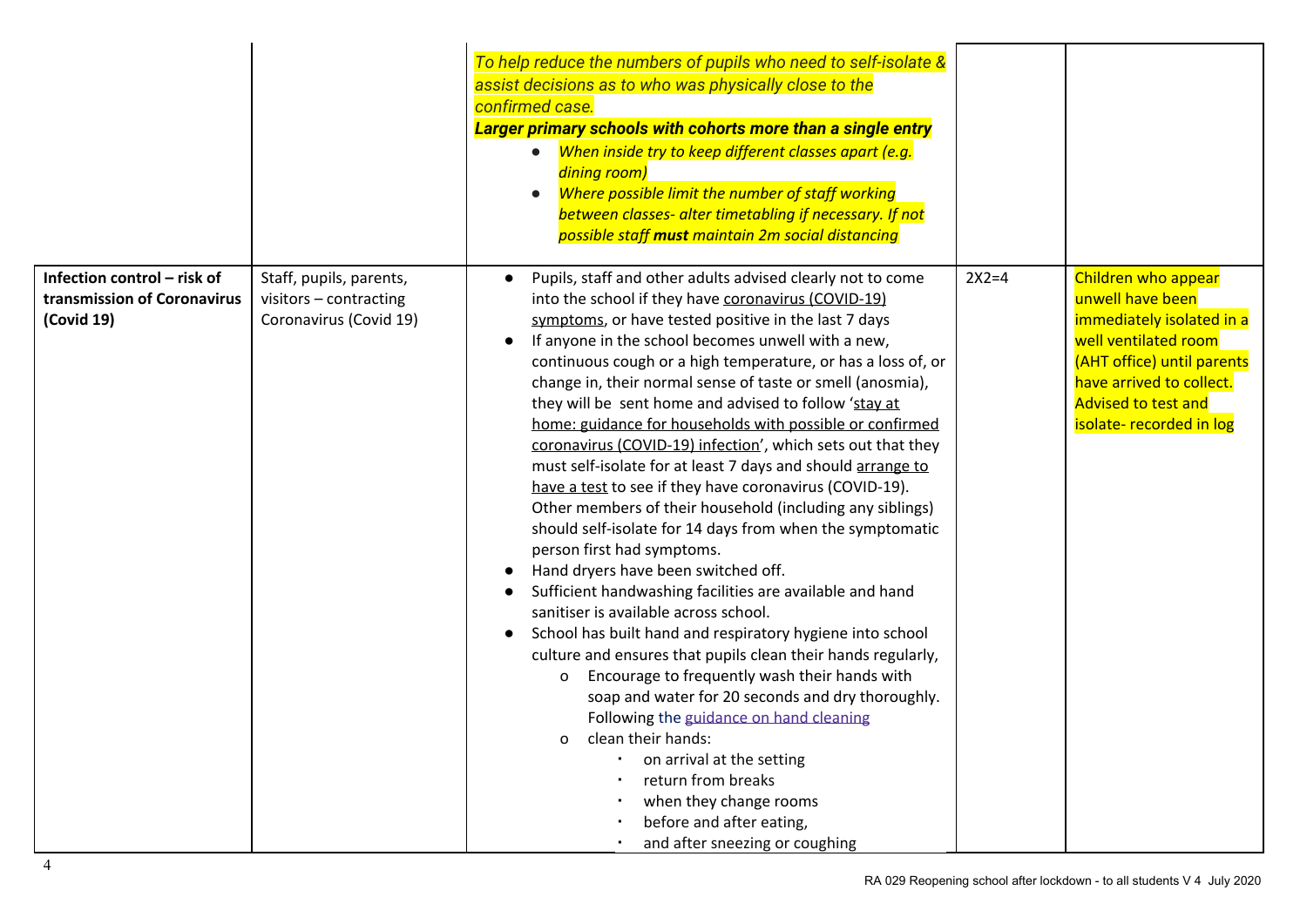| | | | | |
|---|---|---|---|---|
| | | *To help reduce the numbers of pupils who need to self-isolate & assist decisions as to who was physically close to the confirmed case.*<br>***Larger primary schools with cohorts more than a single entry***<br>• *When inside try to keep different classes apart (e.g. dining room)*<br>• *Where possible limit the number of staff working between classes- alter timetabling if necessary. If not possible staff **must** maintain 2m social distancing* | | |
| **Infection control – risk of transmission of Coronavirus (Covid 19)** | Staff, pupils, parents, visitors – contracting Coronavirus (Covid 19) | • Pupils, staff and other adults advised clearly not to come into the school if they have coronavirus (COVID-19) symptoms, or have tested positive in the last 7 days<br>• If anyone in the school becomes unwell with a new, continuous cough or a high temperature, or has a loss of, or change in, their normal sense of taste or smell (anosmia), they will be sent home and advised to follow 'stay at home: guidance for households with possible or confirmed coronavirus (COVID-19) infection', which sets out that they must self-isolate for at least 7 days and should arrange to have a test to see if they have coronavirus (COVID-19). Other members of their household (including any siblings) should self-isolate for 14 days from when the symptomatic person first had symptoms.<br>• Hand dryers have been switched off.<br>• Sufficient handwashing facilities are available and hand sanitiser is available across school.<br>• School has built hand and respiratory hygiene into school culture and ensures that pupils clean their hands regularly,<br>  o Encourage to frequently wash their hands with soap and water for 20 seconds and dry thoroughly. Following the guidance on hand cleaning<br>  o clean their hands:<br>    ▪ on arrival at the setting<br>    ▪ return from breaks<br>    ▪ when they change rooms<br>    ▪ before and after eating,<br>    ▪ and after sneezing or coughing | 2X2=4 | Children who appear unwell have been immediately isolated in a well ventilated room (AHT office) until parents have arrived to collect. Advised to test and isolate- recorded in log |

RA 029 Reopening school after lockdown - to all students V 4 July 2020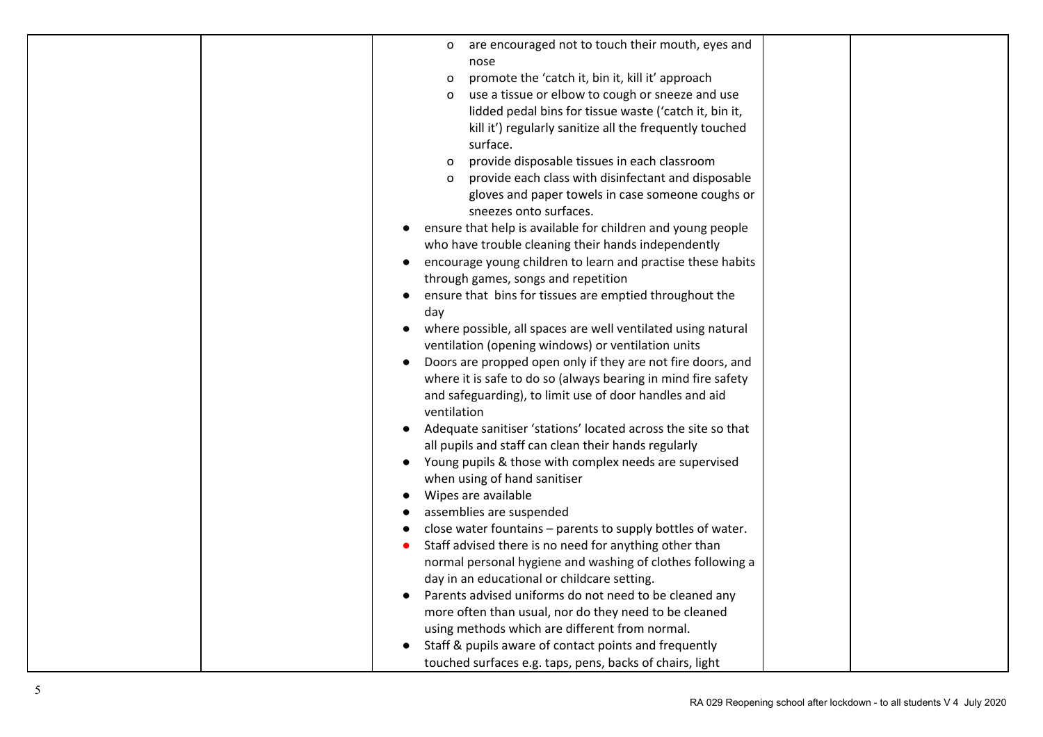| | | | | |
|---|---|---|---|---|
| | | <ul><li>are encouraged not to touch their mouth, eyes and nose</li><li>promote the 'catch it, bin it, kill it' approach</li><li>use a tissue or elbow to cough or sneeze and use lidded pedal bins for tissue waste ('catch it, bin it, kill it') regularly sanitize all the frequently touched surface.</li><li>provide disposable tissues in each classroom</li><li>provide each class with disinfectant and disposable gloves and paper towels in case someone coughs or sneezes onto surfaces.</li></ul><ul><li>ensure that help is available for children and young people who have trouble cleaning their hands independently</li><li>encourage young children to learn and practise these habits through games, songs and repetition</li><li>ensure that bins for tissues are emptied throughout the day</li><li>where possible, all spaces are well ventilated using natural ventilation (opening windows) or ventilation units</li><li>Doors are propped open only if they are not fire doors, and where it is safe to do so (always bearing in mind fire safety and safeguarding), to limit use of door handles and aid ventilation</li><li>Adequate sanitiser 'stations' located across the site so that all pupils and staff can clean their hands regularly</li><li>Young pupils & those with complex needs are supervised when using of hand sanitiser</li><li>Wipes are available</li><li>assemblies are suspended</li><li>close water fountains – parents to supply bottles of water.</li><li>Staff advised there is no need for anything other than normal personal hygiene and washing of clothes following a day in an educational or childcare setting.</li><li>Parents advised uniforms do not need to be cleaned any more often than usual, nor do they need to be cleaned using methods which are different from normal.</li><li>Staff & pupils aware of contact points and frequently touched surfaces e.g. taps, pens, backs of chairs, light</li></ul> | | |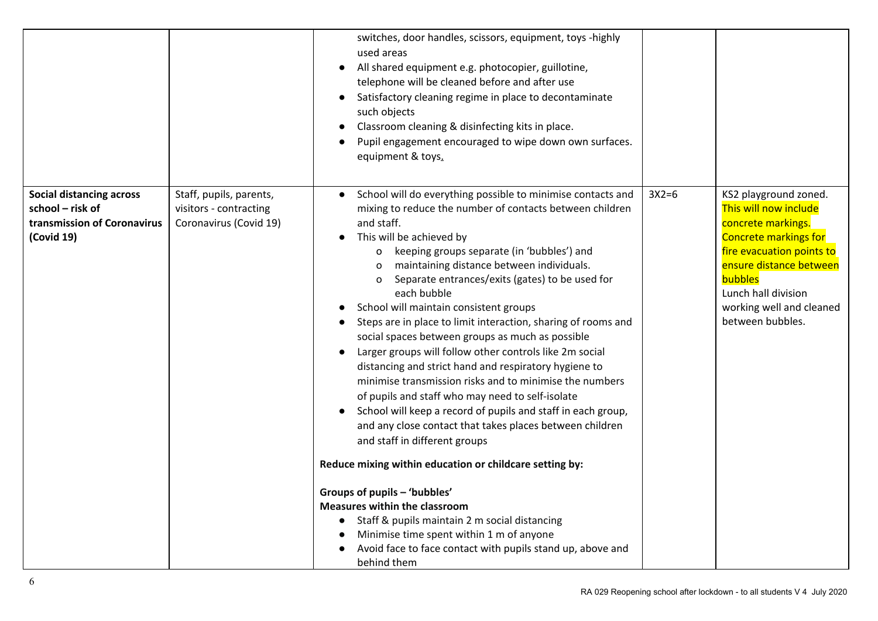| | | | | |
|---|---|---|---|---|
| | | • switches, door handles, scissors, equipment, toys -highly used areas<br>• All shared equipment e.g. photocopier, guillotine, telephone will be cleaned before and after use<br>• Satisfactory cleaning regime in place to decontaminate such objects<br>• Classroom cleaning & disinfecting kits in place.<br>• Pupil engagement encouraged to wipe down own surfaces. equipment & toys. | | |
| **Social distancing across school – risk of transmission of Coronavirus (Covid 19)** | Staff, pupils, parents, visitors - contracting Coronavirus (Covid 19) | • School will do everything possible to minimise contacts and mixing to reduce the number of contacts between children and staff.<br>• This will be achieved by<br>  o keeping groups separate (in 'bubbles') and<br>  o maintaining distance between individuals.<br>  o Separate entrances/exits (gates) to be used for each bubble<br>• School will maintain consistent groups<br>• Steps are in place to limit interaction, sharing of rooms and social spaces between groups as much as possible<br>• Larger groups will follow other controls like 2m social distancing and strict hand and respiratory hygiene to minimise transmission risks and to minimise the numbers of pupils and staff who may need to self-isolate<br>• School will keep a record of pupils and staff in each group, and any close contact that takes places between children and staff in different groups<br><br>**Reduce mixing within education or childcare setting by:**<br><br>**Groups of pupils – 'bubbles'**<br>**Measures within the classroom**<br>• Staff & pupils maintain 2 m social distancing<br>• Minimise time spent within 1 m of anyone<br>• Avoid face to face contact with pupils stand up, above and behind them | 3X2=6 | KS2 playground zoned. This will now include concrete markings. Concrete markings for fire evacuation points to ensure distance between bubbles<br>Lunch hall division working well and cleaned between bubbles. |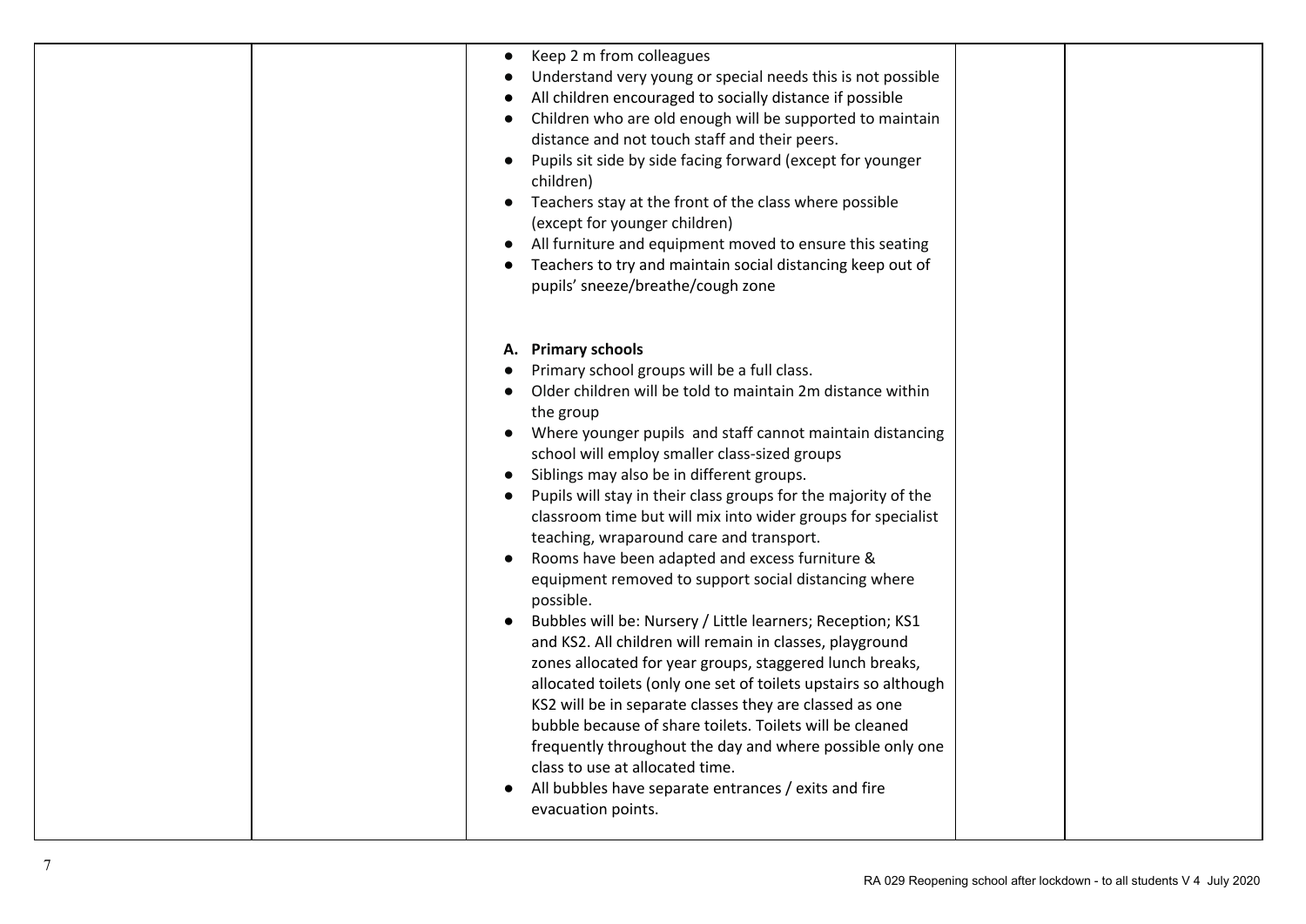| | | | | |
|---|---|---|---|---|
| | | ● Keep 2 m from colleagues<br>● Understand very young or special needs this is not possible<br>● All children encouraged to socially distance if possible<br>● Children who are old enough will be supported to maintain distance and not touch staff and their peers.<br>● Pupils sit side by side facing forward (except for younger children)<br>● Teachers stay at the front of the class where possible (except for younger children)<br>● All furniture and equipment moved to ensure this seating<br>● Teachers to try and maintain social distancing keep out of pupils' sneeze/breathe/cough zone<br><br>**A. Primary schools**<br>● Primary school groups will be a full class.<br>● Older children will be told to maintain 2m distance within the group<br>● Where younger pupils and staff cannot maintain distancing school will employ smaller class-sized groups<br>● Siblings may also be in different groups.<br>● Pupils will stay in their class groups for the majority of the classroom time but will mix into wider groups for specialist teaching, wraparound care and transport.<br>● Rooms have been adapted and excess furniture & equipment removed to support social distancing where possible.<br>● Bubbles will be: Nursery / Little learners; Reception; KS1 and KS2. All children will remain in classes, playground zones allocated for year groups, staggered lunch breaks, allocated toilets (only one set of toilets upstairs so although KS2 will be in separate classes they are classed as one bubble because of share toilets. Toilets will be cleaned frequently throughout the day and where possible only one class to use at allocated time.<br>● All bubbles have separate entrances / exits and fire evacuation points. | | |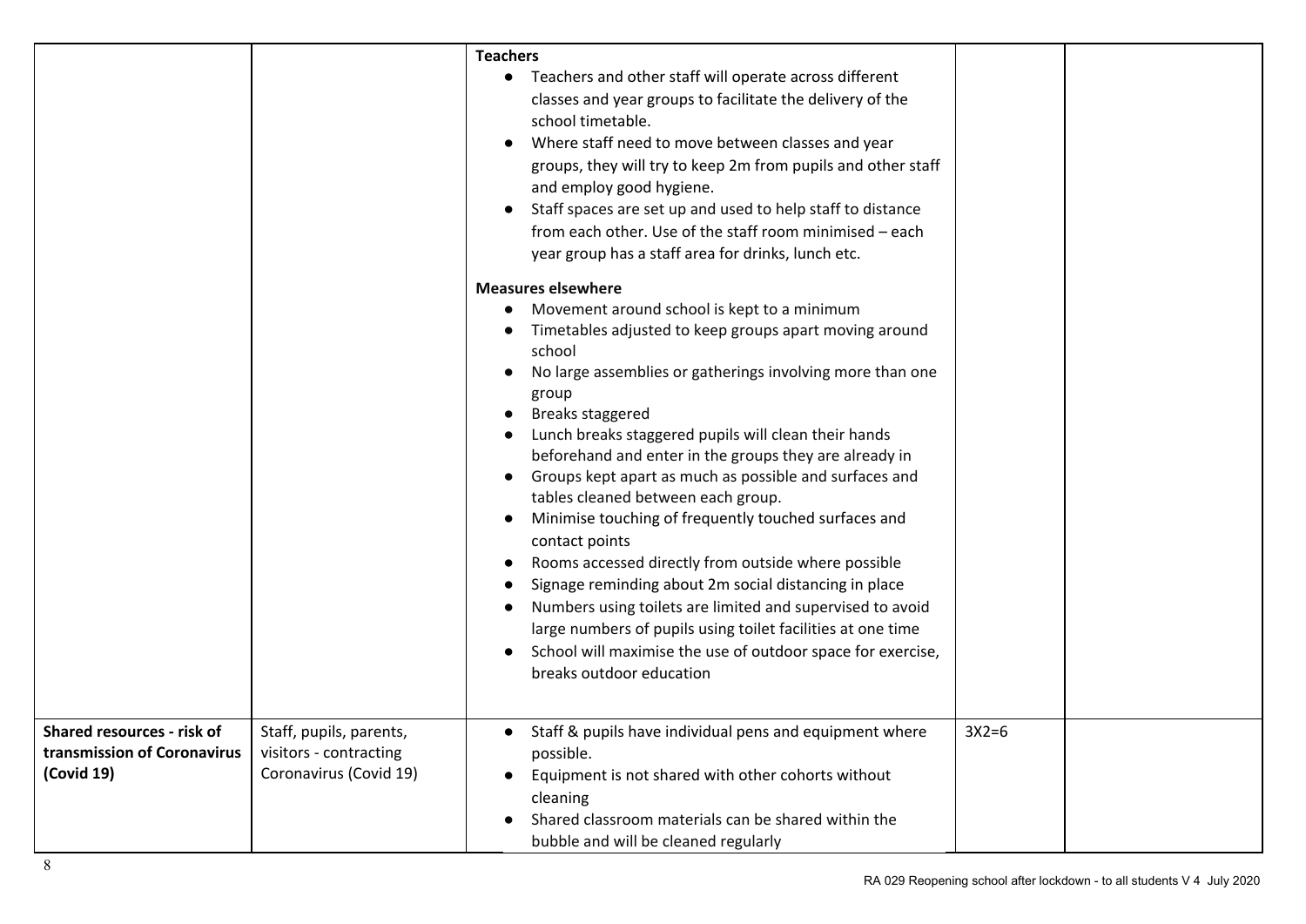| | | | | |
|---|---|---|---|---|
| | | **Teachers**<br>● Teachers and other staff will operate across different classes and year groups to facilitate the delivery of the school timetable.<br>● Where staff need to move between classes and year groups, they will try to keep 2m from pupils and other staff and employ good hygiene.<br>● Staff spaces are set up and used to help staff to distance from each other. Use of the staff room minimised – each year group has a staff area for drinks, lunch etc.<br><br>**Measures elsewhere**<br>● Movement around school is kept to a minimum<br>● Timetables adjusted to keep groups apart moving around school<br>● No large assemblies or gatherings involving more than one group<br>● Breaks staggered<br>● Lunch breaks staggered pupils will clean their hands beforehand and enter in the groups they are already in<br>● Groups kept apart as much as possible and surfaces and tables cleaned between each group.<br>● Minimise touching of frequently touched surfaces and contact points<br>● Rooms accessed directly from outside where possible<br>● Signage reminding about 2m social distancing in place<br>● Numbers using toilets are limited and supervised to avoid large numbers of pupils using toilet facilities at one time<br>● School will maximise the use of outdoor space for exercise, breaks outdoor education | | |
| **Shared resources - risk of transmission of Coronavirus (Covid 19)** | Staff, pupils, parents, visitors - contracting Coronavirus (Covid 19) | ● Staff & pupils have individual pens and equipment where possible.<br>● Equipment is not shared with other cohorts without cleaning<br>● Shared classroom materials can be shared within the bubble and will be cleaned regularly | 3X2=6 | |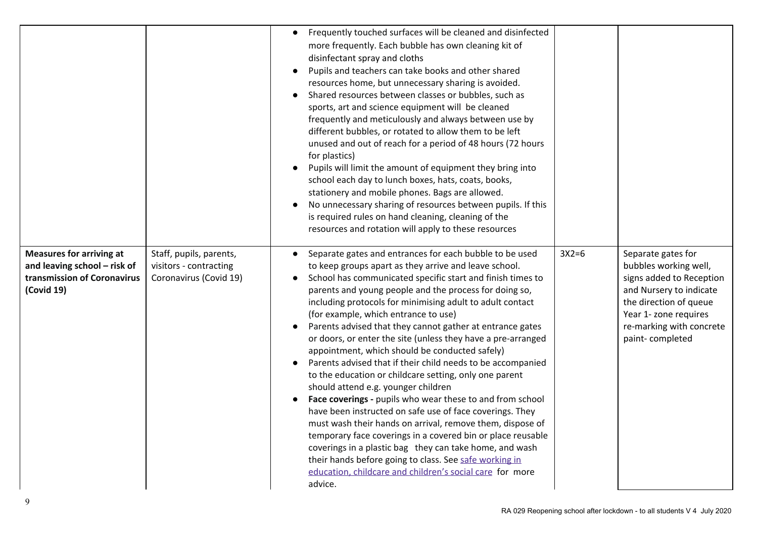| | | | | |
|---|---|---|---|---|
| | | • Frequently touched surfaces will be cleaned and disinfected more frequently. Each bubble has own cleaning kit of disinfectant spray and cloths<br>• Pupils and teachers can take books and other shared resources home, but unnecessary sharing is avoided.<br>• Shared resources between classes or bubbles, such as sports, art and science equipment will be cleaned frequently and meticulously and always between use by different bubbles, or rotated to allow them to be left unused and out of reach for a period of 48 hours (72 hours for plastics)<br>• Pupils will limit the amount of equipment they bring into school each day to lunch boxes, hats, coats, books, stationery and mobile phones. Bags are allowed.<br>• No unnecessary sharing of resources between pupils. If this is required rules on hand cleaning, cleaning of the resources and rotation will apply to these resources | | |
| **Measures for arriving at and leaving school – risk of transmission of Coronavirus (Covid 19)** | Staff, pupils, parents, visitors - contracting Coronavirus (Covid 19) | • Separate gates and entrances for each bubble to be used to keep groups apart as they arrive and leave school.<br>• School has communicated specific start and finish times to parents and young people and the process for doing so, including protocols for minimising adult to adult contact (for example, which entrance to use)<br>• Parents advised that they cannot gather at entrance gates or doors, or enter the site (unless they have a pre-arranged appointment, which should be conducted safely)<br>• Parents advised that if their child needs to be accompanied to the education or childcare setting, only one parent should attend e.g. younger children<br>• **Face coverings -** pupils who wear these to and from school have been instructed on safe use of face coverings. They must wash their hands on arrival, remove them, dispose of temporary face coverings in a covered bin or place reusable coverings in a plastic bag they can take home, and wash their hands before going to class. See [safe working in education, childcare and children's social care]() for more advice. | 3X2=6 | Separate gates for bubbles working well, signs added to Reception and Nursery to indicate the direction of queue Year 1- zone requires re-marking with concrete paint- completed |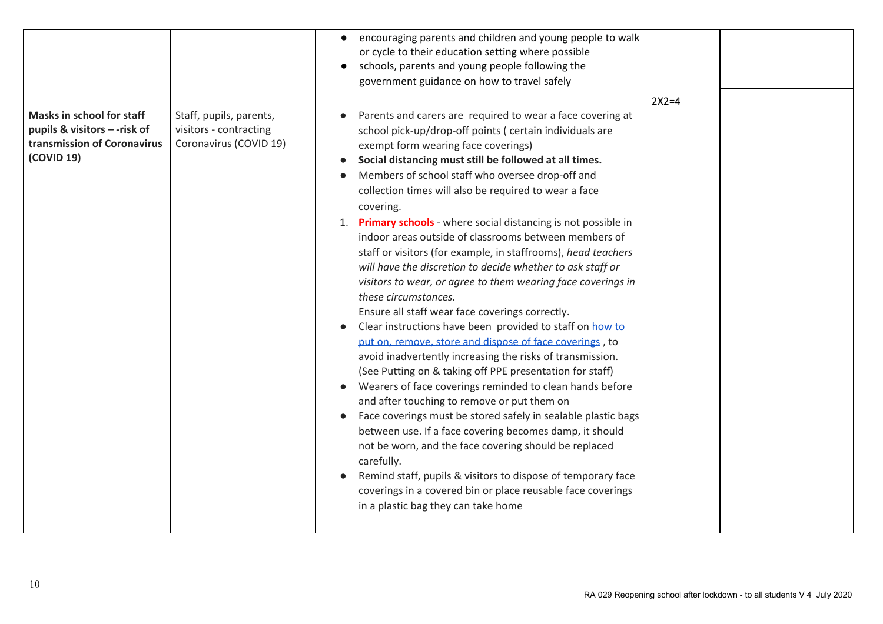| | | | | |
|---|---|---|---|---|
| | | • encouraging parents and children and young people to walk or cycle to their education setting where possible<br>• schools, parents and young people following the government guidance on how to travel safely | | |
| **Masks in school for staff pupils & visitors – -risk of transmission of Coronavirus (COVID 19)** | Staff, pupils, parents, visitors - contracting Coronavirus (COVID 19) | • Parents and carers are required to wear a face covering at school pick-up/drop-off points ( certain individuals are exempt form wearing face coverings)<br>• **Social distancing must still be followed at all times.**<br>• Members of school staff who oversee drop-off and collection times will also be required to wear a face covering.<br>1. **Primary schools** - where social distancing is not possible in indoor areas outside of classrooms between members of staff or visitors (for example, in staffrooms), *head teachers will have the discretion to decide whether to ask staff or visitors to wear, or agree to them wearing face coverings in these circumstances.*<br>Ensure all staff wear face coverings correctly.<br>• Clear instructions have been provided to staff on how to put on, remove, store and dispose of face coverings , to avoid inadvertently increasing the risks of transmission. (See Putting on & taking off PPE presentation for staff)<br>• Wearers of face coverings reminded to clean hands before and after touching to remove or put them on<br>• Face coverings must be stored safely in sealable plastic bags between use. If a face covering becomes damp, it should not be worn, and the face covering should be replaced carefully.<br>• Remind staff, pupils & visitors to dispose of temporary face coverings in a covered bin or place reusable face coverings in a plastic bag they can take home | 2X2=4 | |

RA 029 Reopening school after lockdown - to all students V 4 July 2020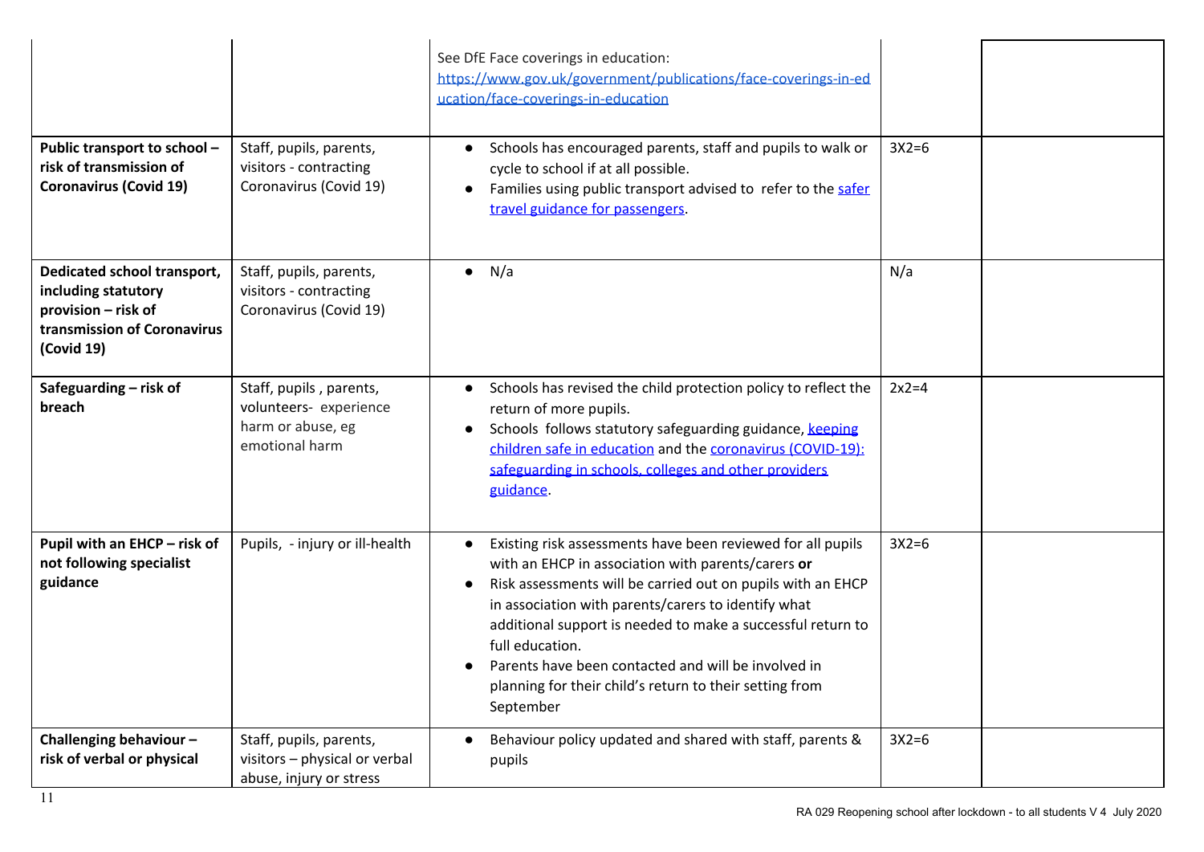| | | | | |
|---|---|---|---|---|
| | | See DfE Face coverings in education: [https://www.gov.uk/government/publications/face-coverings-in-education/face-coverings-in-education](https://www.gov.uk/government/publications/face-coverings-in-education/face-coverings-in-education) | | |
| **Public transport to school – risk of transmission of Coronavirus (Covid 19)** | Staff, pupils, parents, visitors - contracting Coronavirus (Covid 19) | • Schools has encouraged parents, staff and pupils to walk or cycle to school if at all possible.<br>• Families using public transport advised to refer to the safer travel guidance for passengers. | 3X2=6 | |
| **Dedicated school transport, including statutory provision – risk of transmission of Coronavirus (Covid 19)** | Staff, pupils, parents, visitors - contracting Coronavirus (Covid 19) | • N/a | N/a | |
| **Safeguarding – risk of breach** | Staff, pupils , parents, volunteers- experience harm or abuse, eg emotional harm | • Schools has revised the child protection policy to reflect the return of more pupils.<br>• Schools follows statutory safeguarding guidance, keeping children safe in education and the coronavirus (COVID-19): safeguarding in schools, colleges and other providers guidance. | 2x2=4 | |
| **Pupil with an EHCP – risk of not following specialist guidance** | Pupils, - injury or ill-health | • Existing risk assessments have been reviewed for all pupils with an EHCP in association with parents/carers **or**<br>• Risk assessments will be carried out on pupils with an EHCP in association with parents/carers to identify what additional support is needed to make a successful return to full education.<br>• Parents have been contacted and will be involved in planning for their child's return to their setting from September | 3X2=6 | |
| **Challenging behaviour – risk of verbal or physical** | Staff, pupils, parents, visitors – physical or verbal abuse, injury or stress | • Behaviour policy updated and shared with staff, parents & pupils | 3X2=6 | |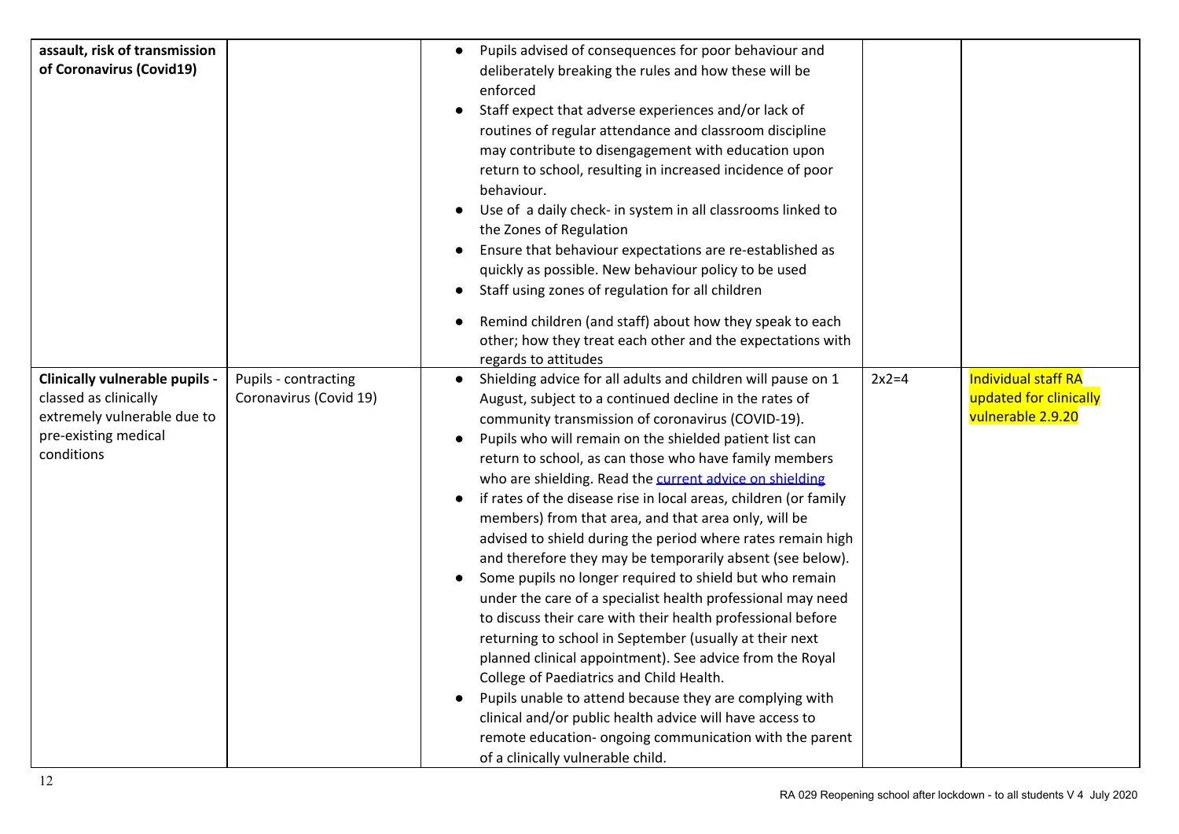| | | | | |
|---|---|---|---|---|
| **assault, risk of transmission of Coronavirus (Covid19)** | | • Pupils advised of consequences for poor behaviour and deliberately breaking the rules and how these will be enforced<br>• Staff expect that adverse experiences and/or lack of routines of regular attendance and classroom discipline may contribute to disengagement with education upon return to school, resulting in increased incidence of poor behaviour.<br>• Use of a daily check- in system in all classrooms linked to the Zones of Regulation<br>• Ensure that behaviour expectations are re-established as quickly as possible. New behaviour policy to be used<br>• Staff using zones of regulation for all children<br>• Remind children (and staff) about how they speak to each other; how they treat each other and the expectations with regards to attitudes | | |
| **Clinically vulnerable pupils -** classed as clinically extremely vulnerable due to pre-existing medical conditions | Pupils - contracting Coronavirus (Covid 19) | • Shielding advice for all adults and children will pause on 1 August, subject to a continued decline in the rates of community transmission of coronavirus (COVID-19).<br>• Pupils who will remain on the shielded patient list can return to school, as can those who have family members who are shielding. Read the current advice on shielding<br>• if rates of the disease rise in local areas, children (or family members) from that area, and that area only, will be advised to shield during the period where rates remain high and therefore they may be temporarily absent (see below).<br>• Some pupils no longer required to shield but who remain under the care of a specialist health professional may need to discuss their care with their health professional before returning to school in September (usually at their next planned clinical appointment). See advice from the Royal College of Paediatrics and Child Health.<br>• Pupils unable to attend because they are complying with clinical and/or public health advice will have access to remote education- ongoing communication with the parent of a clinically vulnerable child. | 2x2=4 | Individual staff RA updated for clinically vulnerable 2.9.20 |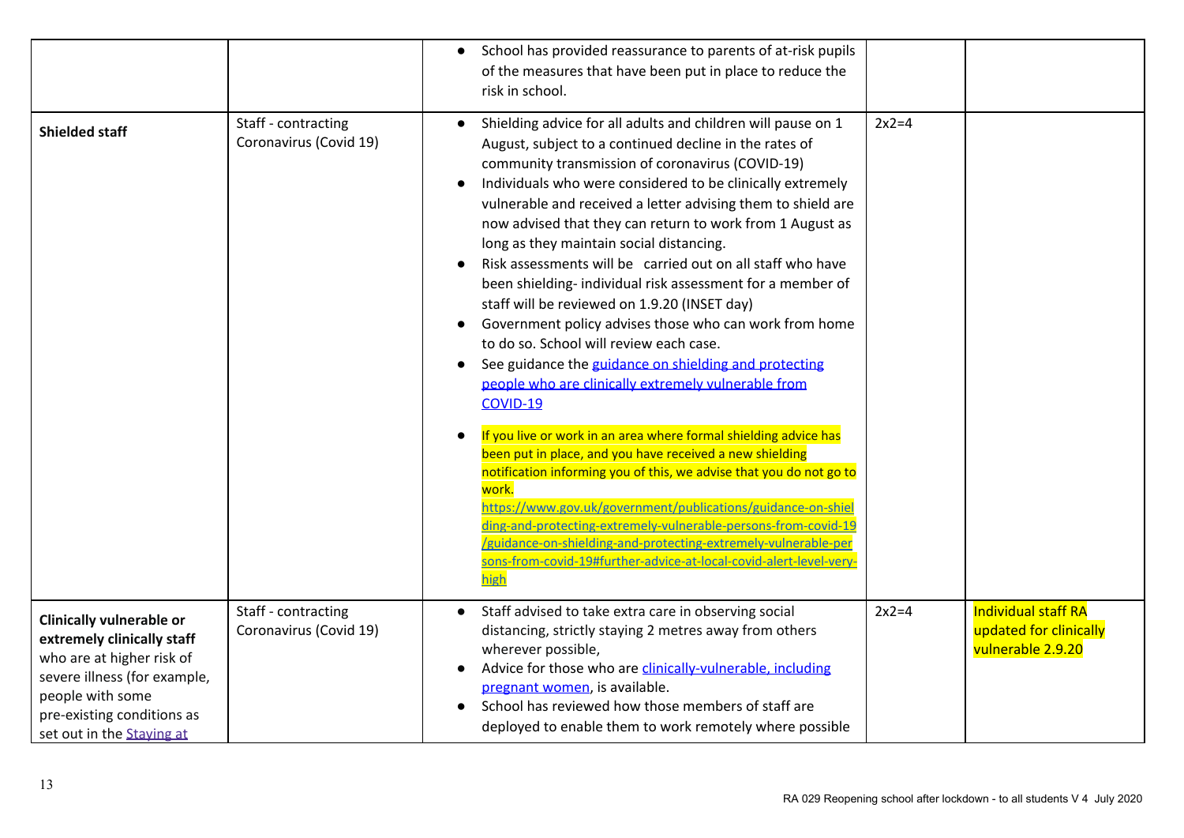| | | | | |
|---|---|---|---|---|
| | | • School has provided reassurance to parents of at-risk pupils of the measures that have been put in place to reduce the risk in school. | | |
| **Shielded staff** | Staff - contracting Coronavirus (Covid 19) | • Shielding advice for all adults and children will pause on 1 August, subject to a continued decline in the rates of community transmission of coronavirus (COVID-19)<br>• Individuals who were considered to be clinically extremely vulnerable and received a letter advising them to shield are now advised that they can return to work from 1 August as long as they maintain social distancing.<br>• Risk assessments will be carried out on all staff who have been shielding- individual risk assessment for a member of staff will be reviewed on 1.9.20 (INSET day)<br>• Government policy advises those who can work from home to do so. School will review each case.<br>• See guidance the [guidance on shielding and protecting people who are clinically extremely vulnerable from COVID-19](https://www.gov.uk/government/publications/guidance-on-shielding-and-protecting-extremely-vulnerable-persons-from-covid-19)<br>• If you live or work in an area where formal shielding advice has been put in place, and you have received a new shielding notification informing you of this, we advise that you do not go to work. https://www.gov.uk/government/publications/guidance-on-shielding-and-protecting-extremely-vulnerable-persons-from-covid-19/guidance-on-shielding-and-protecting-extremely-vulnerable-persons-from-covid-19#further-advice-at-local-covid-alert-level-very-high | 2x2=4 | |
| **Clinically vulnerable or extremely clinically staff** who are at higher risk of severe illness (for example, people with some pre-existing conditions as set out in the Staying at | Staff - contracting Coronavirus (Covid 19) | • Staff advised to take extra care in observing social distancing, strictly staying 2 metres away from others wherever possible,<br>• Advice for those who are clinically-vulnerable, including pregnant women, is available.<br>• School has reviewed how those members of staff are deployed to enable them to work remotely where possible | 2x2=4 | Individual staff RA updated for clinically vulnerable 2.9.20 |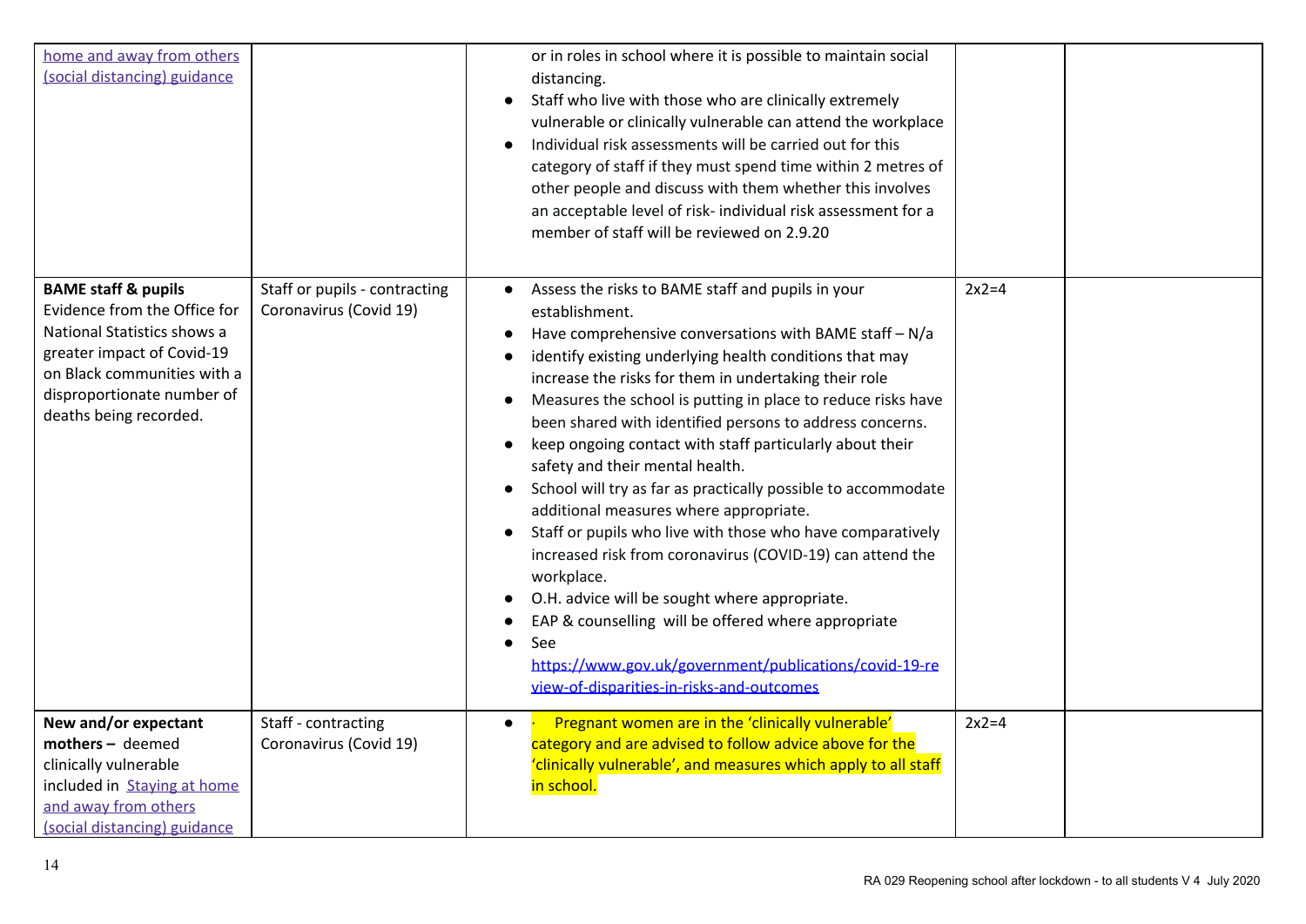| | | | | |
|---|---|---|---|---|
| home and away from others (social distancing) guidance | | or in roles in school where it is possible to maintain social distancing.<br>• Staff who live with those who are clinically extremely vulnerable or clinically vulnerable can attend the workplace<br>• Individual risk assessments will be carried out for this category of staff if they must spend time within 2 metres of other people and discuss with them whether this involves an acceptable level of risk- individual risk assessment for a member of staff will be reviewed on 2.9.20 | | |
| **BAME staff & pupils** Evidence from the Office for National Statistics shows a greater impact of Covid-19 on Black communities with a disproportionate number of deaths being recorded. | Staff or pupils - contracting Coronavirus (Covid 19) | • Assess the risks to BAME staff and pupils in your establishment.<br>• Have comprehensive conversations with BAME staff – N/a<br>• identify existing underlying health conditions that may increase the risks for them in undertaking their role<br>• Measures the school is putting in place to reduce risks have been shared with identified persons to address concerns.<br>• keep ongoing contact with staff particularly about their safety and their mental health.<br>• School will try as far as practically possible to accommodate additional measures where appropriate.<br>• Staff or pupils who live with those who have comparatively increased risk from coronavirus (COVID-19) can attend the workplace.<br>• O.H. advice will be sought where appropriate.<br>• EAP & counselling will be offered where appropriate<br>• See https://www.gov.uk/government/publications/covid-19-review-of-disparities-in-risks-and-outcomes | 2x2=4 | |
| **New and/or expectant mothers –** deemed clinically vulnerable included in Staying at home and away from others (social distancing) guidance | Staff - contracting Coronavirus (Covid 19) | • · Pregnant women are in the 'clinically vulnerable' category and are advised to follow advice above for the 'clinically vulnerable', and measures which apply to all staff in school. | 2x2=4 | |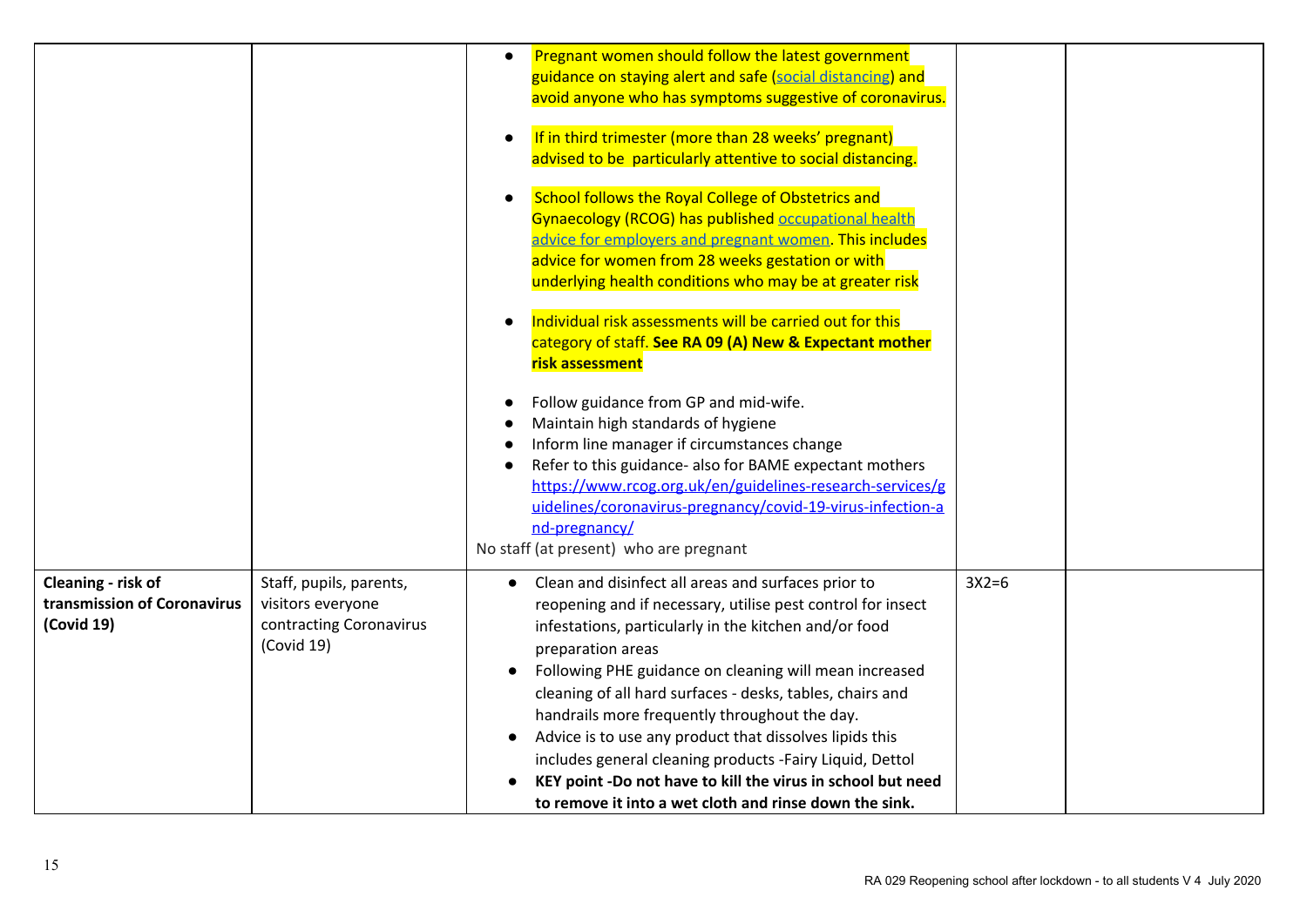| | | | | |
|---|---|---|---|---|
| | | • Pregnant women should follow the latest government guidance on staying alert and safe (social distancing) and avoid anyone who has symptoms suggestive of coronavirus.<br><br>• If in third trimester (more than 28 weeks' pregnant) advised to be particularly attentive to social distancing.<br><br>• School follows the Royal College of Obstetrics and Gynaecology (RCOG) has published occupational health advice for employers and pregnant women. This includes advice for women from 28 weeks gestation or with underlying health conditions who may be at greater risk<br><br>• Individual risk assessments will be carried out for this category of staff. **See RA 09 (A) New & Expectant mother risk assessment**<br><br>• Follow guidance from GP and mid-wife.<br>• Maintain high standards of hygiene<br>• Inform line manager if circumstances change<br>• Refer to this guidance- also for BAME expectant mothers https://www.rcog.org.uk/en/guidelines-research-services/guidelines/coronavirus-pregnancy/covid-19-virus-infection-and-pregnancy/<br>No staff (at present) who are pregnant | | |
| **Cleaning - risk of transmission of Coronavirus (Covid 19)** | Staff, pupils, parents, visitors everyone contracting Coronavirus (Covid 19) | • Clean and disinfect all areas and surfaces prior to reopening and if necessary, utilise pest control for insect infestations, particularly in the kitchen and/or food preparation areas<br>• Following PHE guidance on cleaning will mean increased cleaning of all hard surfaces - desks, tables, chairs and handrails more frequently throughout the day.<br>• Advice is to use any product that dissolves lipids this includes general cleaning products -Fairy Liquid, Dettol<br>• **KEY point -Do not have to kill the virus in school but need to remove it into a wet cloth and rinse down the sink.** | 3X2=6 | |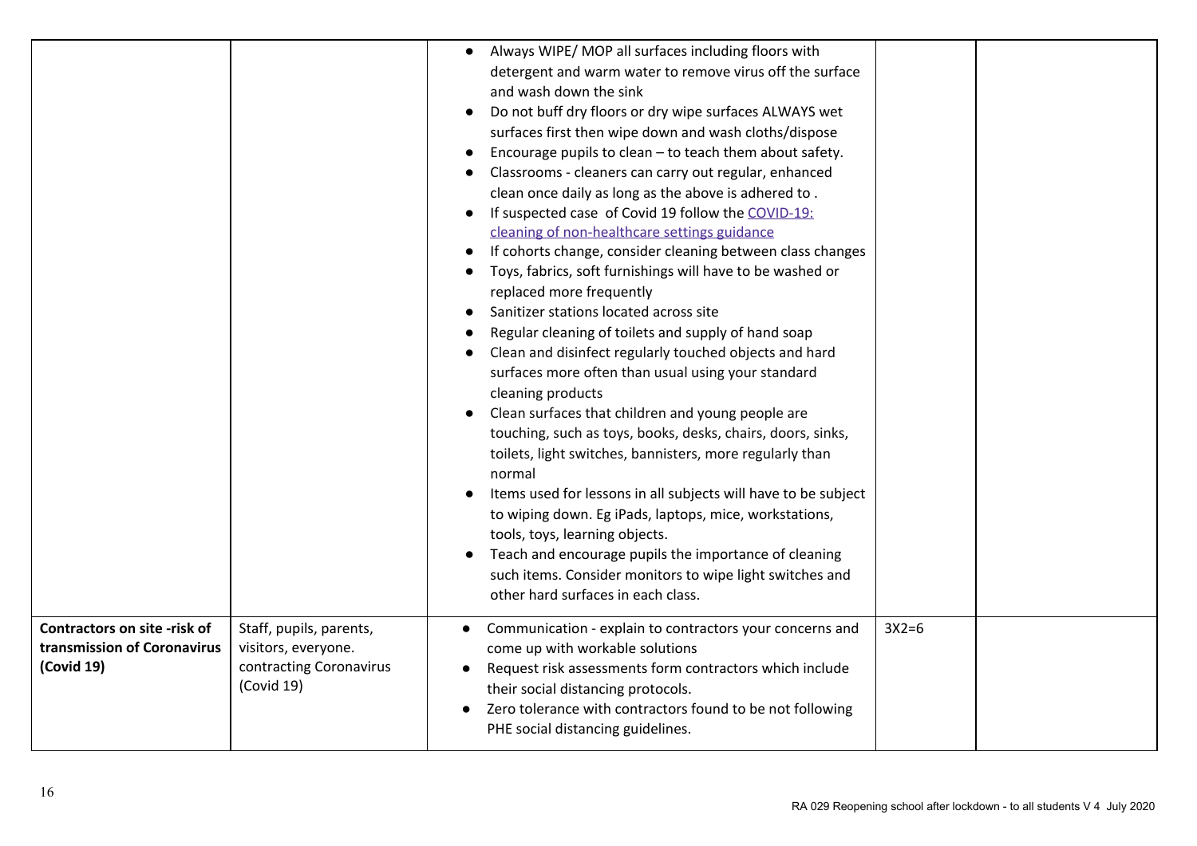| | | | | |
|---|---|---|---|---|
| | | • Always WIPE/ MOP all surfaces including floors with detergent and warm water to remove virus off the surface and wash down the sink<br>• Do not buff dry floors or dry wipe surfaces ALWAYS wet surfaces first then wipe down and wash cloths/dispose<br>• Encourage pupils to clean – to teach them about safety.<br>• Classrooms - cleaners can carry out regular, enhanced clean once daily as long as the above is adhered to .<br>• If suspected case of Covid 19 follow the [COVID-19: cleaning of non-healthcare settings guidance]<br>• If cohorts change, consider cleaning between class changes<br>• Toys, fabrics, soft furnishings will have to be washed or replaced more frequently<br>• Sanitizer stations located across site<br>• Regular cleaning of toilets and supply of hand soap<br>• Clean and disinfect regularly touched objects and hard surfaces more often than usual using your standard cleaning products<br>• Clean surfaces that children and young people are touching, such as toys, books, desks, chairs, doors, sinks, toilets, light switches, bannisters, more regularly than normal<br>• Items used for lessons in all subjects will have to be subject to wiping down. Eg iPads, laptops, mice, workstations, tools, toys, learning objects.<br>• Teach and encourage pupils the importance of cleaning such items. Consider monitors to wipe light switches and other hard surfaces in each class. | | |
| **Contractors on site -risk of transmission of Coronavirus (Covid 19)** | Staff, pupils, parents, visitors, everyone. contracting Coronavirus (Covid 19) | • Communication - explain to contractors your concerns and come up with workable solutions<br>• Request risk assessments form contractors which include their social distancing protocols.<br>• Zero tolerance with contractors found to be not following PHE social distancing guidelines. | 3X2=6 | |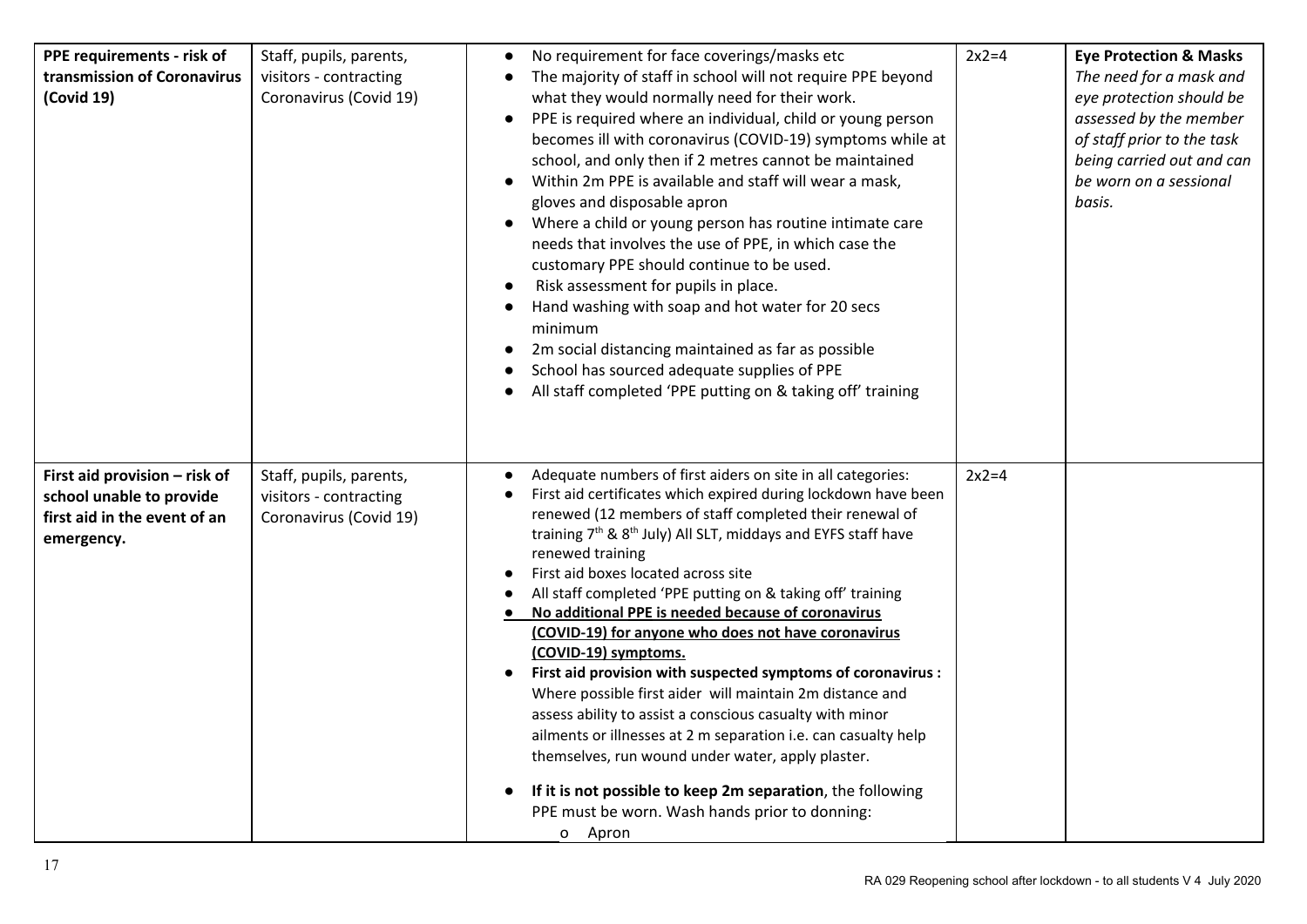| | | | | |
|---|---|---|---|---|
| **PPE requirements - risk of transmission of Coronavirus (Covid 19)** | Staff, pupils, parents, visitors - contracting Coronavirus (Covid 19) | • No requirement for face coverings/masks etc<br>• The majority of staff in school will not require PPE beyond what they would normally need for their work.<br>• PPE is required where an individual, child or young person becomes ill with coronavirus (COVID-19) symptoms while at school, and only then if 2 metres cannot be maintained<br>• Within 2m PPE is available and staff will wear a mask, gloves and disposable apron<br>• Where a child or young person has routine intimate care needs that involves the use of PPE, in which case the customary PPE should continue to be used.<br>• Risk assessment for pupils in place.<br>• Hand washing with soap and hot water for 20 secs minimum<br>• 2m social distancing maintained as far as possible<br>• School has sourced adequate supplies of PPE<br>• All staff completed 'PPE putting on & taking off' training | 2x2=4 | **Eye Protection & Masks**<br>*The need for a mask and eye protection should be assessed by the member of staff prior to the task being carried out and can be worn on a sessional basis.* |
| **First aid provision – risk of school unable to provide first aid in the event of an emergency.** | Staff, pupils, parents, visitors - contracting Coronavirus (Covid 19) | • Adequate numbers of first aiders on site in all categories:<br>• First aid certificates which expired during lockdown have been renewed (12 members of staff completed their renewal of training 7th & 8th July) All SLT, middays and EYFS staff have renewed training<br>• First aid boxes located across site<br>• All staff completed 'PPE putting on & taking off' training<br>• **No additional PPE is needed because of coronavirus (COVID-19) for anyone who does not have coronavirus (COVID-19) symptoms.**<br>• **First aid provision with suspected symptoms of coronavirus :** Where possible first aider will maintain 2m distance and assess ability to assist a conscious casualty with minor ailments or illnesses at 2 m separation i.e. can casualty help themselves, run wound under water, apply plaster.<br>• **If it is not possible to keep 2m separation**, the following PPE must be worn. Wash hands prior to donning:<br>o Apron | 2x2=4 | |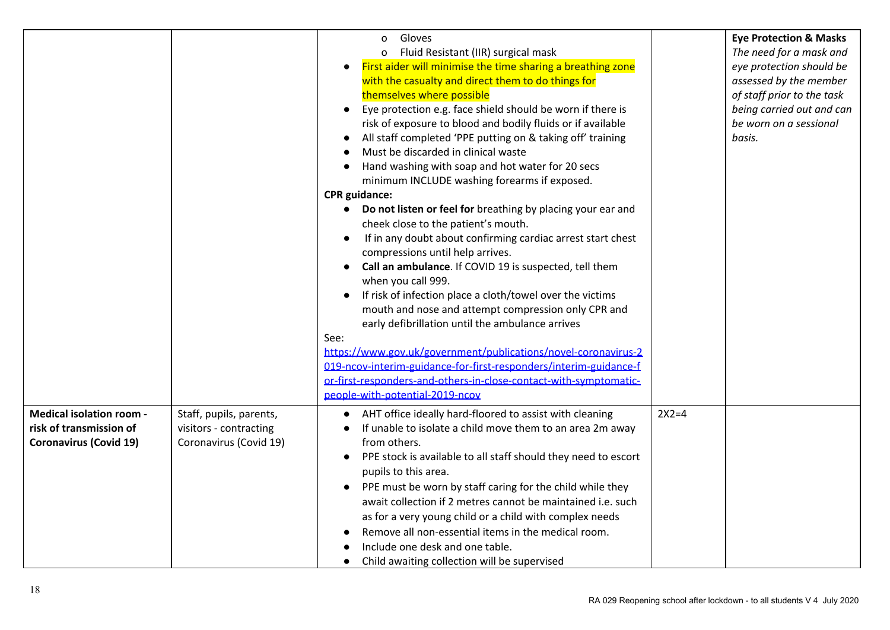| | | | | |
|---|---|---|---|---|
| | | o Gloves<br>o Fluid Resistant (IIR) surgical mask<br>• First aider will minimise the time sharing a breathing zone with the casualty and direct them to do things for themselves where possible<br>• Eye protection e.g. face shield should be worn if there is risk of exposure to blood and bodily fluids or if available<br>• All staff completed 'PPE putting on & taking off' training<br>• Must be discarded in clinical waste<br>• Hand washing with soap and hot water for 20 secs minimum INCLUDE washing forearms if exposed.<br>**CPR guidance:**<br>• **Do not listen or feel for** breathing by placing your ear and cheek close to the patient's mouth.<br>• If in any doubt about confirming cardiac arrest start chest compressions until help arrives.<br>• **Call an ambulance**. If COVID 19 is suspected, tell them when you call 999.<br>• If risk of infection place a cloth/towel over the victims mouth and nose and attempt compression only CPR and early defibrillation until the ambulance arrives<br>See:<br>https://www.gov.uk/government/publications/novel-coronavirus-2019-ncov-interim-guidance-for-first-responders/interim-guidance-for-first-responders-and-others-in-close-contact-with-symptomatic-people-with-potential-2019-ncov | | **Eye Protection & Masks**<br>*The need for a mask and eye protection should be assessed by the member of staff prior to the task being carried out and can be worn on a sessional basis.* |
| **Medical isolation room - risk of transmission of Coronavirus (Covid 19)** | Staff, pupils, parents, visitors - contracting Coronavirus (Covid 19) | • AHT office ideally hard-floored to assist with cleaning<br>• If unable to isolate a child move them to an area 2m away from others.<br>• PPE stock is available to all staff should they need to escort pupils to this area.<br>• PPE must be worn by staff caring for the child while they await collection if 2 metres cannot be maintained i.e. such as for a very young child or a child with complex needs<br>• Remove all non-essential items in the medical room.<br>• Include one desk and one table.<br>• Child awaiting collection will be supervised | 2X2=4 | |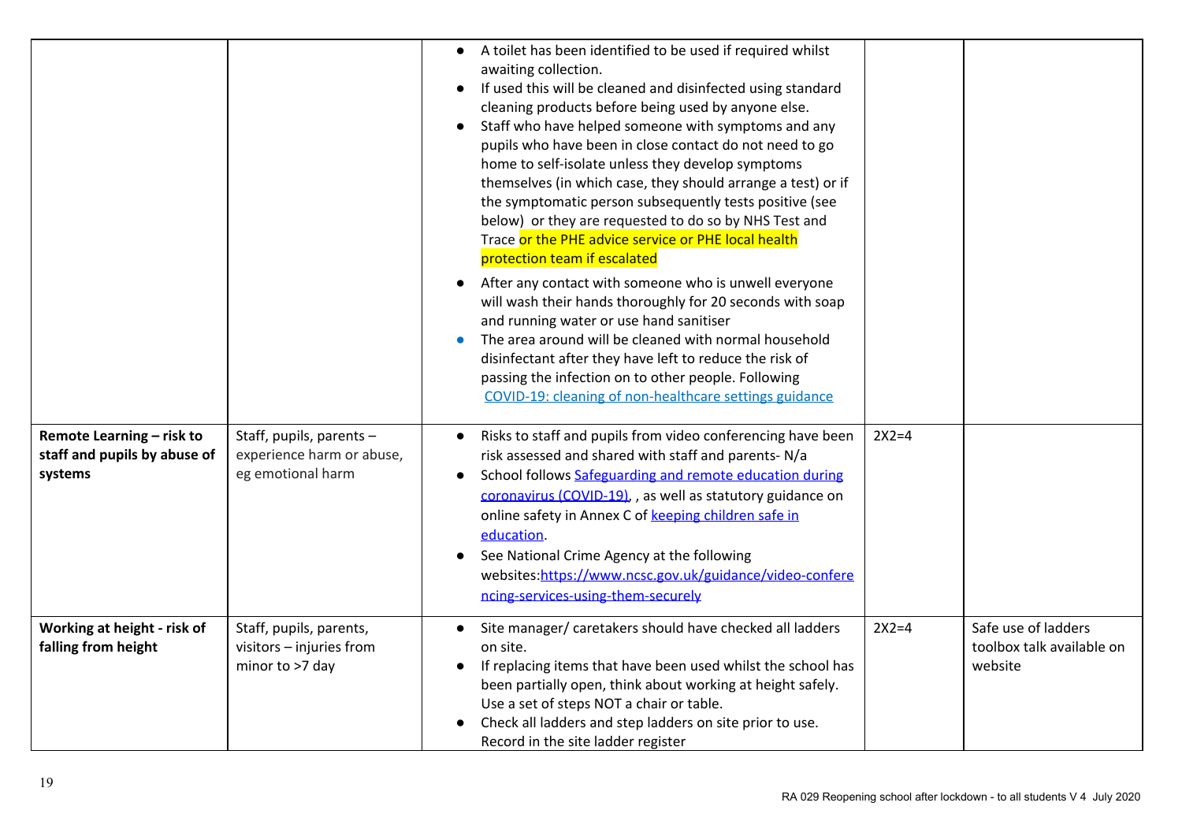| | | | | |
|---|---|---|---|---|
| | | • A toilet has been identified to be used if required whilst awaiting collection.<br>• If used this will be cleaned and disinfected using standard cleaning products before being used by anyone else.<br>• Staff who have helped someone with symptoms and any pupils who have been in close contact do not need to go home to self-isolate unless they develop symptoms themselves (in which case, they should arrange a test) or if the symptomatic person subsequently tests positive (see below) or they are requested to do so by NHS Test and Trace or the PHE advice service or PHE local health protection team if escalated<br>• After any contact with someone who is unwell everyone will wash their hands thoroughly for 20 seconds with soap and running water or use hand sanitiser<br>• The area around will be cleaned with normal household disinfectant after they have left to reduce the risk of passing the infection on to other people. Following COVID-19: cleaning of non-healthcare settings guidance | | |
| **Remote Learning – risk to staff and pupils by abuse of systems** | Staff, pupils, parents – experience harm or abuse, eg emotional harm | • Risks to staff and pupils from video conferencing have been risk assessed and shared with staff and parents- N/a<br>• School follows Safeguarding and remote education during coronavirus (COVID-19), , as well as statutory guidance on online safety in Annex C of keeping children safe in education.<br>• See National Crime Agency at the following websites:https://www.ncsc.gov.uk/guidance/video-conferencing-services-using-them-securely | 2X2=4 | |
| **Working at height - risk of falling from height** | Staff, pupils, parents, visitors – injuries from minor to >7 day | • Site manager/ caretakers should have checked all ladders on site.<br>• If replacing items that have been used whilst the school has been partially open, think about working at height safely. Use a set of steps NOT a chair or table.<br>• Check all ladders and step ladders on site prior to use. Record in the site ladder register | 2X2=4 | Safe use of ladders toolbox talk available on website |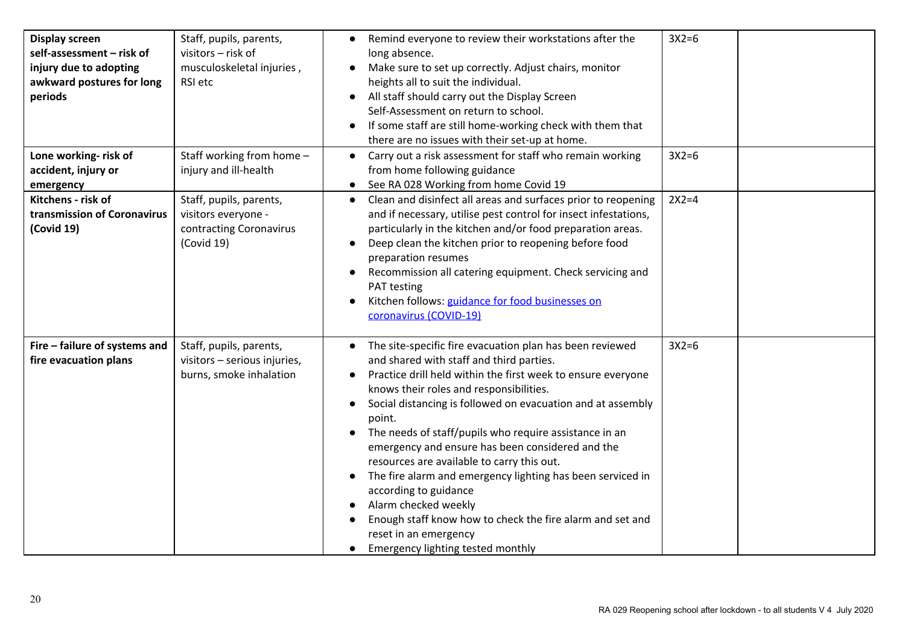| | | | | |
|---|---|---|---|---|
| **Display screen self-assessment – risk of injury due to adopting awkward postures for long periods** | Staff, pupils, parents, visitors – risk of musculoskeletal injuries , RSI etc | • Remind everyone to review their workstations after the long absence.<br>• Make sure to set up correctly. Adjust chairs, monitor heights all to suit the individual.<br>• All staff should carry out the Display Screen Self-Assessment on return to school.<br>• If some staff are still home-working check with them that there are no issues with their set-up at home. | 3X2=6 | |
| **Lone working- risk of accident, injury or emergency** | Staff working from home – injury and ill-health | • Carry out a risk assessment for staff who remain working from home following guidance<br>• See RA 028 Working from home Covid 19 | 3X2=6 | |
| **Kitchens - risk of transmission of Coronavirus (Covid 19)** | Staff, pupils, parents, visitors everyone - contracting Coronavirus (Covid 19) | • Clean and disinfect all areas and surfaces prior to reopening and if necessary, utilise pest control for insect infestations, particularly in the kitchen and/or food preparation areas.<br>• Deep clean the kitchen prior to reopening before food preparation resumes<br>• Recommission all catering equipment. Check servicing and PAT testing<br>• Kitchen follows: guidance for food businesses on coronavirus (COVID-19) | 2X2=4 | |
| **Fire – failure of systems and fire evacuation plans** | Staff, pupils, parents, visitors – serious injuries, burns, smoke inhalation | • The site-specific fire evacuation plan has been reviewed and shared with staff and third parties.<br>• Practice drill held within the first week to ensure everyone knows their roles and responsibilities.<br>• Social distancing is followed on evacuation and at assembly point.<br>• The needs of staff/pupils who require assistance in an emergency and ensure has been considered and the resources are available to carry this out.<br>• The fire alarm and emergency lighting has been serviced in according to guidance<br>• Alarm checked weekly<br>• Enough staff know how to check the fire alarm and set and reset in an emergency<br>• Emergency lighting tested monthly | 3X2=6 | |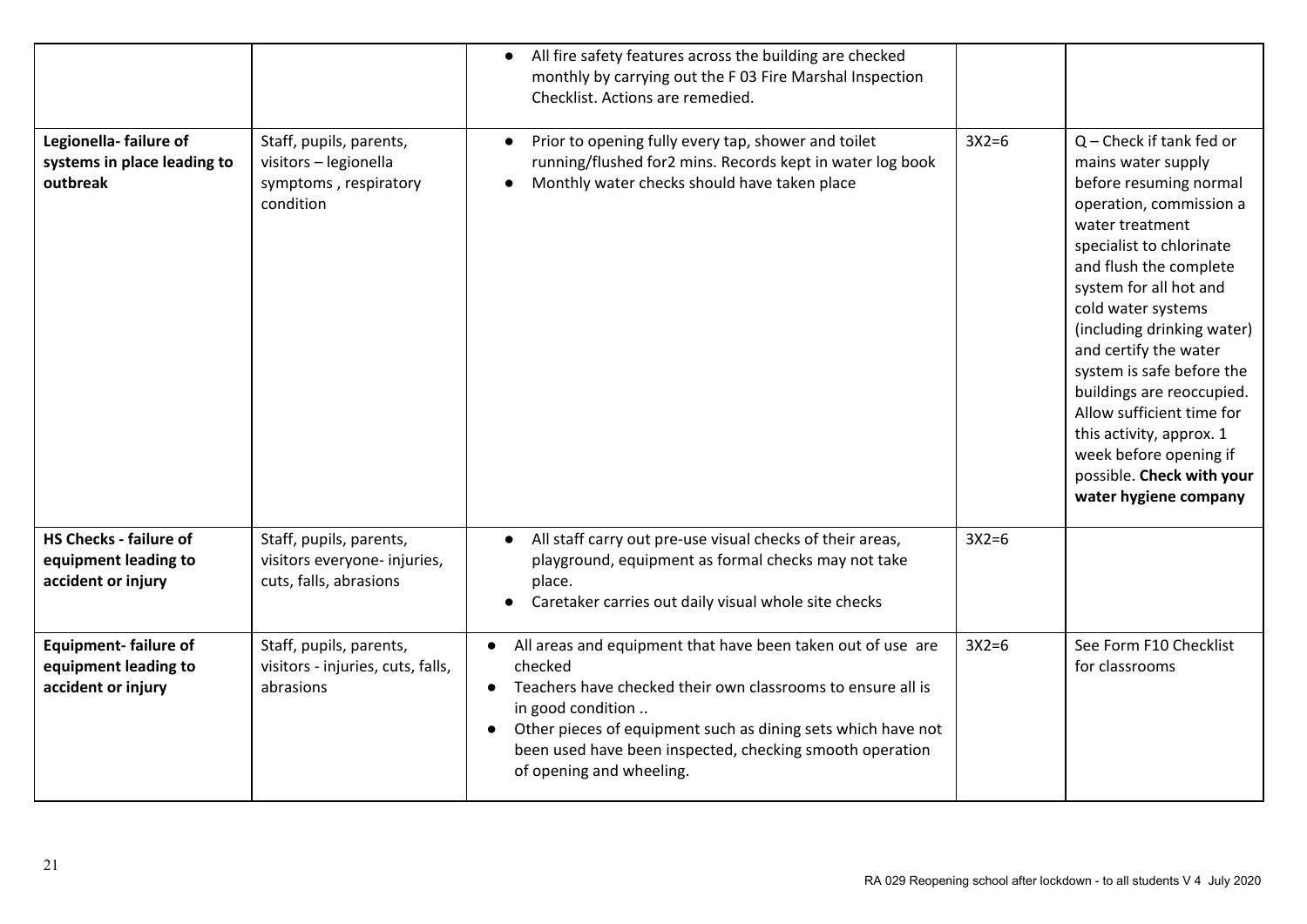| | | | | |
|---|---|---|---|---|
| | | • All fire safety features across the building are checked monthly by carrying out the F 03 Fire Marshal Inspection Checklist. Actions are remedied. | | |
| **Legionella- failure of systems in place leading to outbreak** | Staff, pupils, parents, visitors – legionella symptoms , respiratory condition | • Prior to opening fully every tap, shower and toilet running/flushed for2 mins. Records kept in water log book<br>• Monthly water checks should have taken place | 3X2=6 | Q – Check if tank fed or mains water supply before resuming normal operation, commission a water treatment specialist to chlorinate and flush the complete system for all hot and cold water systems (including drinking water) and certify the water system is safe before the buildings are reoccupied. Allow sufficient time for this activity, approx. 1 week before opening if possible. **Check with your water hygiene company** |
| **HS Checks - failure of equipment leading to accident or injury** | Staff, pupils, parents, visitors everyone- injuries, cuts, falls, abrasions | • All staff carry out pre-use visual checks of their areas, playground, equipment as formal checks may not take place.<br>• Caretaker carries out daily visual whole site checks | 3X2=6 | |
| **Equipment- failure of equipment leading to accident or injury** | Staff, pupils, parents, visitors - injuries, cuts, falls, abrasions | • All areas and equipment that have been taken out of use are checked<br>• Teachers have checked their own classrooms to ensure all is in good condition ..<br>• Other pieces of equipment such as dining sets which have not been used have been inspected, checking smooth operation of opening and wheeling. | 3X2=6 | See Form F10 Checklist for classrooms |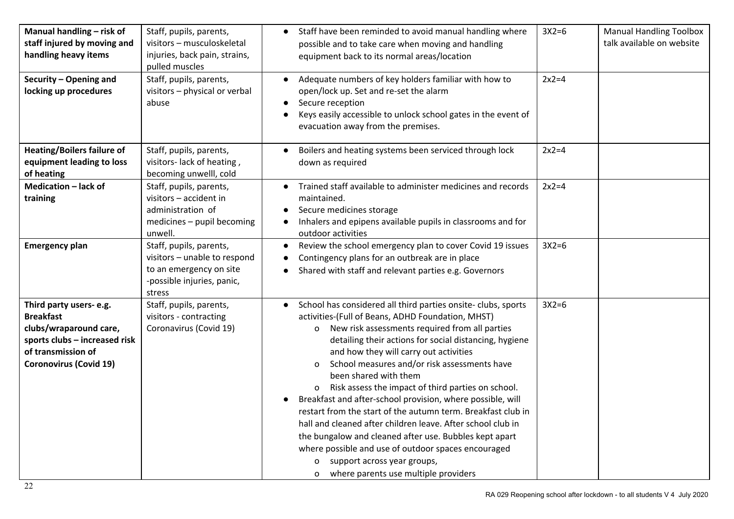| **Manual handling – risk of staff injured by moving and handling heavy items** | Staff, pupils, parents, visitors – musculoskeletal injuries, back pain, strains, pulled muscles | • Staff have been reminded to avoid manual handling where possible and to take care when moving and handling equipment back to its normal areas/location | 3X2=6 | Manual Handling Toolbox talk available on website |
|---|---|---|---|---|
| **Security – Opening and locking up procedures** | Staff, pupils, parents, visitors – physical or verbal abuse | • Adequate numbers of key holders familiar with how to open/lock up. Set and re-set the alarm<br>• Secure reception<br>• Keys easily accessible to unlock school gates in the event of evacuation away from the premises. | 2x2=4 | |
| **Heating/Boilers failure of equipment leading to loss of heating** | Staff, pupils, parents, visitors- lack of heating , becoming unwelll, cold | • Boilers and heating systems been serviced through lock down as required | 2x2=4 | |
| **Medication – lack of training** | Staff, pupils, parents, visitors – accident in administration of medicines – pupil becoming unwell. | • Trained staff available to administer medicines and records maintained.<br>• Secure medicines storage<br>• Inhalers and epipens available pupils in classrooms and for outdoor activities | 2x2=4 | |
| **Emergency plan** | Staff, pupils, parents, visitors – unable to respond to an emergency on site -possible injuries, panic, stress | • Review the school emergency plan to cover Covid 19 issues<br>• Contingency plans for an outbreak are in place<br>• Shared with staff and relevant parties e.g. Governors | 3X2=6 | |
| **Third party users- e.g. Breakfast clubs/wraparound care, sports clubs – increased risk of transmission of Coronovirus (Covid 19)** | Staff, pupils, parents, visitors - contracting Coronavirus (Covid 19) | • School has considered all third parties onsite- clubs, sports activities-(Full of Beans, ADHD Foundation, MHST)<br>o New risk assessments required from all parties detailing their actions for social distancing, hygiene and how they will carry out activities<br>o School measures and/or risk assessments have been shared with them<br>o Risk assess the impact of third parties on school.<br>• Breakfast and after-school provision, where possible, will restart from the start of the autumn term. Breakfast club in hall and cleaned after children leave. After school club in the bungalow and cleaned after use. Bubbles kept apart where possible and use of outdoor spaces encouraged<br>o support across year groups,<br>o where parents use multiple providers | 3X2=6 | |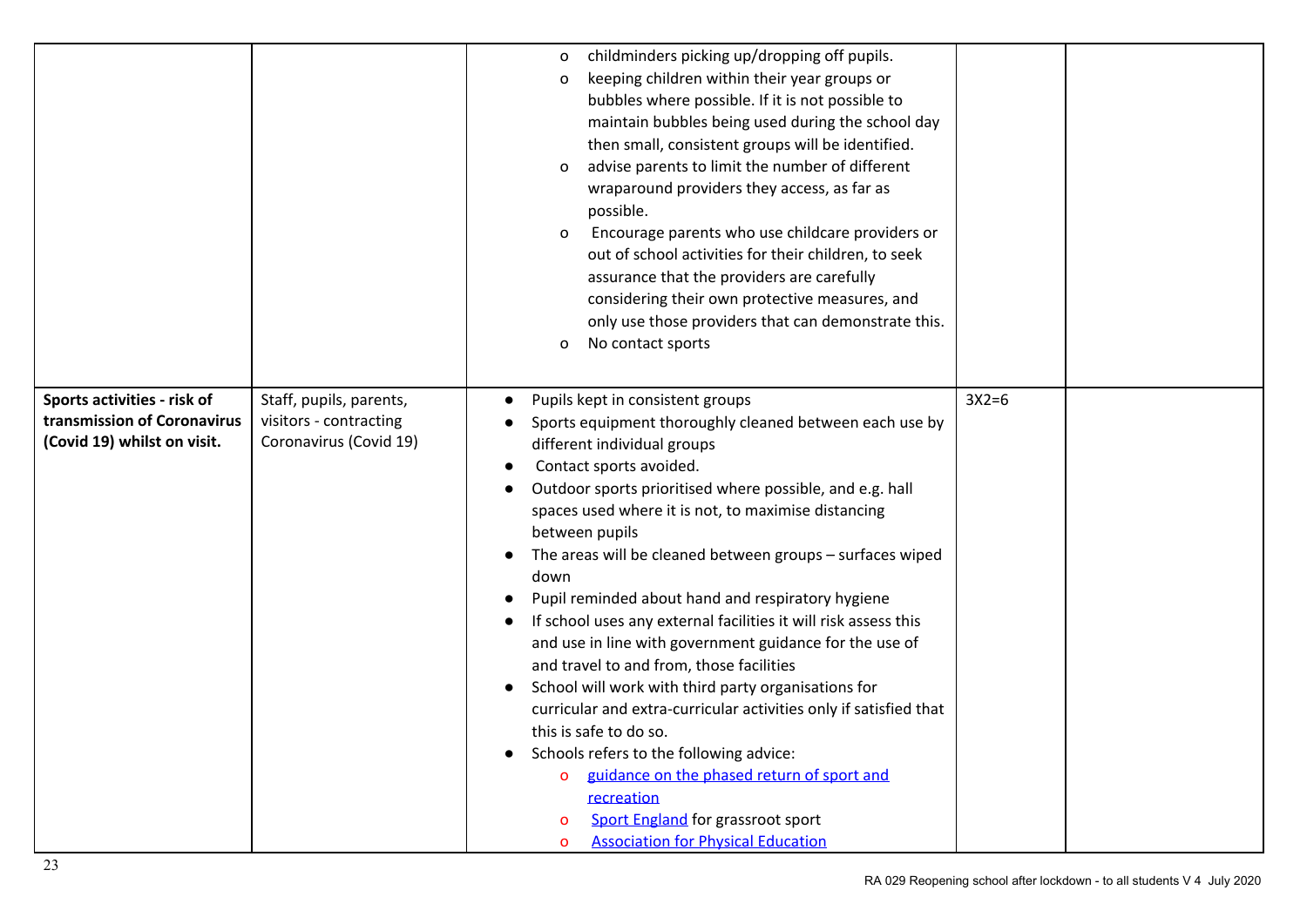| | | | | |
|---|---|---|---|---|
| | | o childminders picking up/dropping off pupils.<br>o keeping children within their year groups or bubbles where possible. If it is not possible to maintain bubbles being used during the school day then small, consistent groups will be identified.<br>o advise parents to limit the number of different wraparound providers they access, as far as possible.<br>o Encourage parents who use childcare providers or out of school activities for their children, to seek assurance that the providers are carefully considering their own protective measures, and only use those providers that can demonstrate this.<br>o No contact sports | | |
| **Sports activities - risk of transmission of Coronavirus (Covid 19) whilst on visit.** | Staff, pupils, parents, visitors - contracting Coronavirus (Covid 19) | • Pupils kept in consistent groups<br>• Sports equipment thoroughly cleaned between each use by different individual groups<br>• Contact sports avoided.<br>• Outdoor sports prioritised where possible, and e.g. hall spaces used where it is not, to maximise distancing between pupils<br>• The areas will be cleaned between groups – surfaces wiped down<br>• Pupil reminded about hand and respiratory hygiene<br>• If school uses any external facilities it will risk assess this and use in line with government guidance for the use of and travel to and from, those facilities<br>• School will work with third party organisations for curricular and extra-curricular activities only if satisfied that this is safe to do so.<br>• Schools refers to the following advice:<br>o guidance on the phased return of sport and recreation<br>o Sport England for grassroot sport<br>o Association for Physical Education | 3X2=6 | |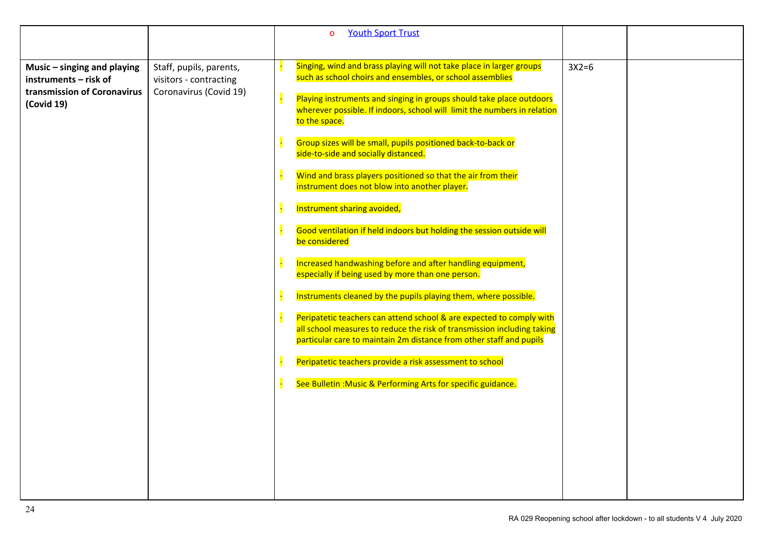| | | | | |
|---|---|---|---|---|
| | | - [Youth Sport Trust](#) | | |
| **Music – singing and playing instruments – risk of transmission of Coronavirus (Covid 19)** | Staff, pupils, parents, visitors - contracting Coronavirus (Covid 19) | - Singing, wind and brass playing will not take place in larger groups such as school choirs and ensembles, or school assemblies<br>- Playing instruments and singing in groups should take place outdoors wherever possible. If indoors, school will limit the numbers in relation to the space.<br>- Group sizes will be small, pupils positioned back-to-back or side-to-side and socially distanced.<br>- Wind and brass players positioned so that the air from their instrument does not blow into another player.<br>- Instrument sharing avoided,<br>- Good ventilation if held indoors but holding the session outside will be considered<br>- Increased handwashing before and after handling equipment, especially if being used by more than one person.<br>- Instruments cleaned by the pupils playing them, where possible.<br>- Peripatetic teachers can attend school & are expected to comply with all school measures to reduce the risk of transmission including taking particular care to maintain 2m distance from other staff and pupils<br>- Peripatetic teachers provide a risk assessment to school<br>- See Bulletin :Music & Performing Arts for specific guidance. | 3X2=6 | |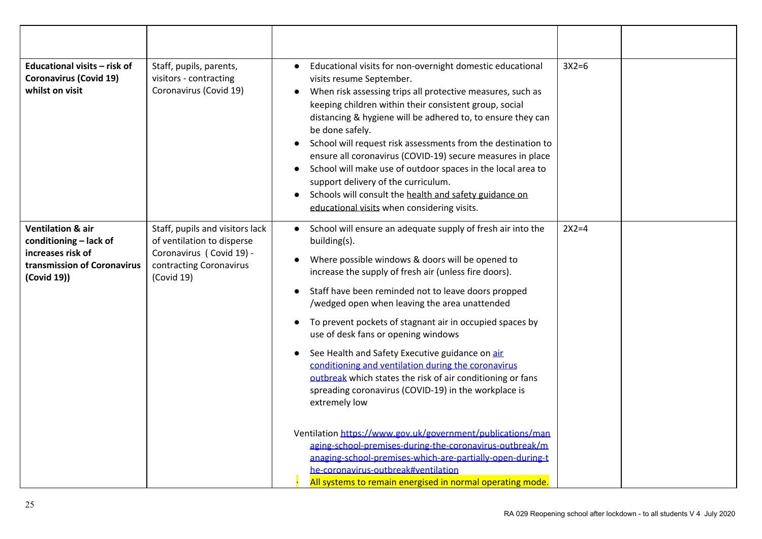| | | | | |
|---|---|---|---|---|
| **Educational visits – risk of Coronavirus (Covid 19) whilst on visit** | Staff, pupils, parents, visitors - contracting Coronavirus (Covid 19) | • Educational visits for non-overnight domestic educational visits resume September.<br>• When risk assessing trips all protective measures, such as keeping children within their consistent group, social distancing & hygiene will be adhered to, to ensure they can be done safely.<br>• School will request risk assessments from the destination to ensure all coronavirus (COVID-19) secure measures in place<br>• School will make use of outdoor spaces in the local area to support delivery of the curriculum.<br>• Schools will consult the health and safety guidance on educational visits when considering visits. | 3X2=6 | |
| **Ventilation & air conditioning – lack of increases risk of transmission of Coronavirus (Covid 19))** | Staff, pupils and visitors lack of ventilation to disperse Coronavirus ( Covid 19) - contracting Coronavirus (Covid 19) | • School will ensure an adequate supply of fresh air into the building(s).<br>• Where possible windows & doors will be opened to increase the supply of fresh air (unless fire doors).<br>• Staff have been reminded not to leave doors propped /wedged open when leaving the area unattended<br>• To prevent pockets of stagnant air in occupied spaces by use of desk fans or opening windows<br>• See Health and Safety Executive guidance on air conditioning and ventilation during the coronavirus outbreak which states the risk of air conditioning or fans spreading coronavirus (COVID-19) in the workplace is extremely low<br><br>Ventilation https://www.gov.uk/government/publications/managing-school-premises-during-the-coronavirus-outbreak/managing-school-premises-which-are-partially-open-during-the-coronavirus-outbreak#ventilation<br>- All systems to remain energised in normal operating mode. | 2X2=4 | |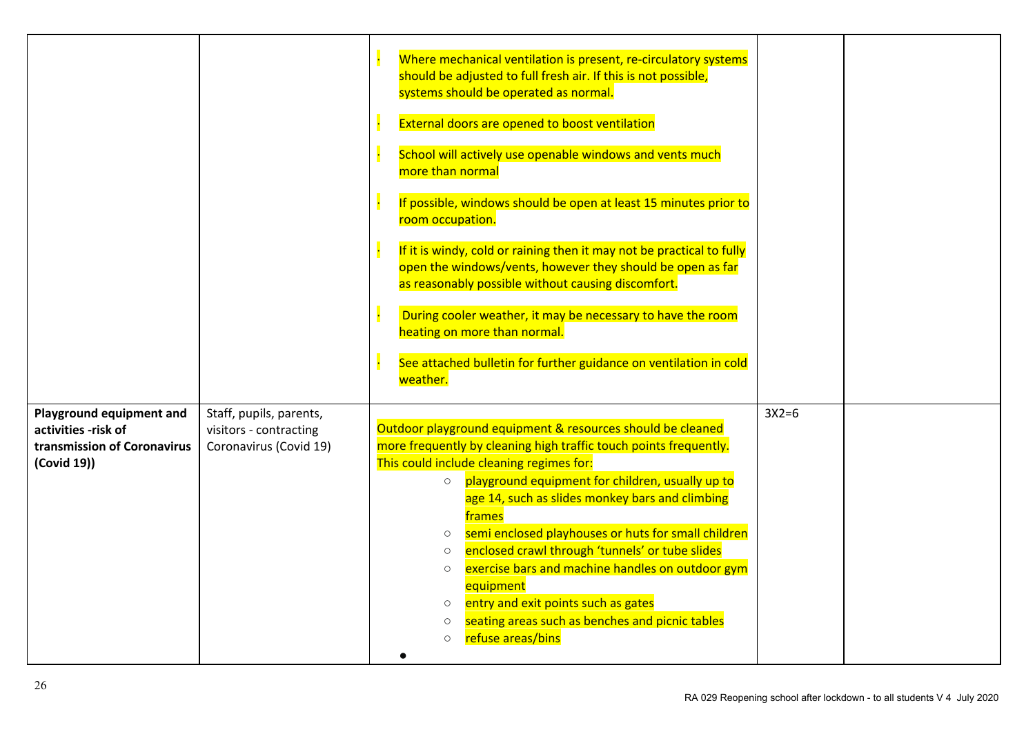|  |  |  |  |  |
|---|---|---|---|---|
|  |  | · Where mechanical ventilation is present, re-circulatory systems should be adjusted to full fresh air. If this is not possible, systems should be operated as normal.<br><br>· External doors are opened to boost ventilation<br><br>· School will actively use openable windows and vents much more than normal<br><br>· If possible, windows should be open at least 15 minutes prior to room occupation.<br><br>· If it is windy, cold or raining then it may not be practical to fully open the windows/vents, however they should be open as far as reasonably possible without causing discomfort.<br><br>· During cooler weather, it may be necessary to have the room heating on more than normal.<br><br>· See attached bulletin for further guidance on ventilation in cold weather. |  |  |
| **Playground equipment and activities -risk of transmission of Coronavirus (Covid 19))** | Staff, pupils, parents, visitors - contracting Coronavirus (Covid 19) | Outdoor playground equipment & resources should be cleaned more frequently by cleaning high traffic touch points frequently. This could include cleaning regimes for:<br>○ playground equipment for children, usually up to age 14, such as slides monkey bars and climbing frames<br>○ semi enclosed playhouses or huts for small children<br>○ enclosed crawl through 'tunnels' or tube slides<br>○ exercise bars and machine handles on outdoor gym equipment<br>○ entry and exit points such as gates<br>○ seating areas such as benches and picnic tables<br>○ refuse areas/bins<br>● | 3X2=6 |  |

RA 029 Reopening school after lockdown - to all students V 4 July 2020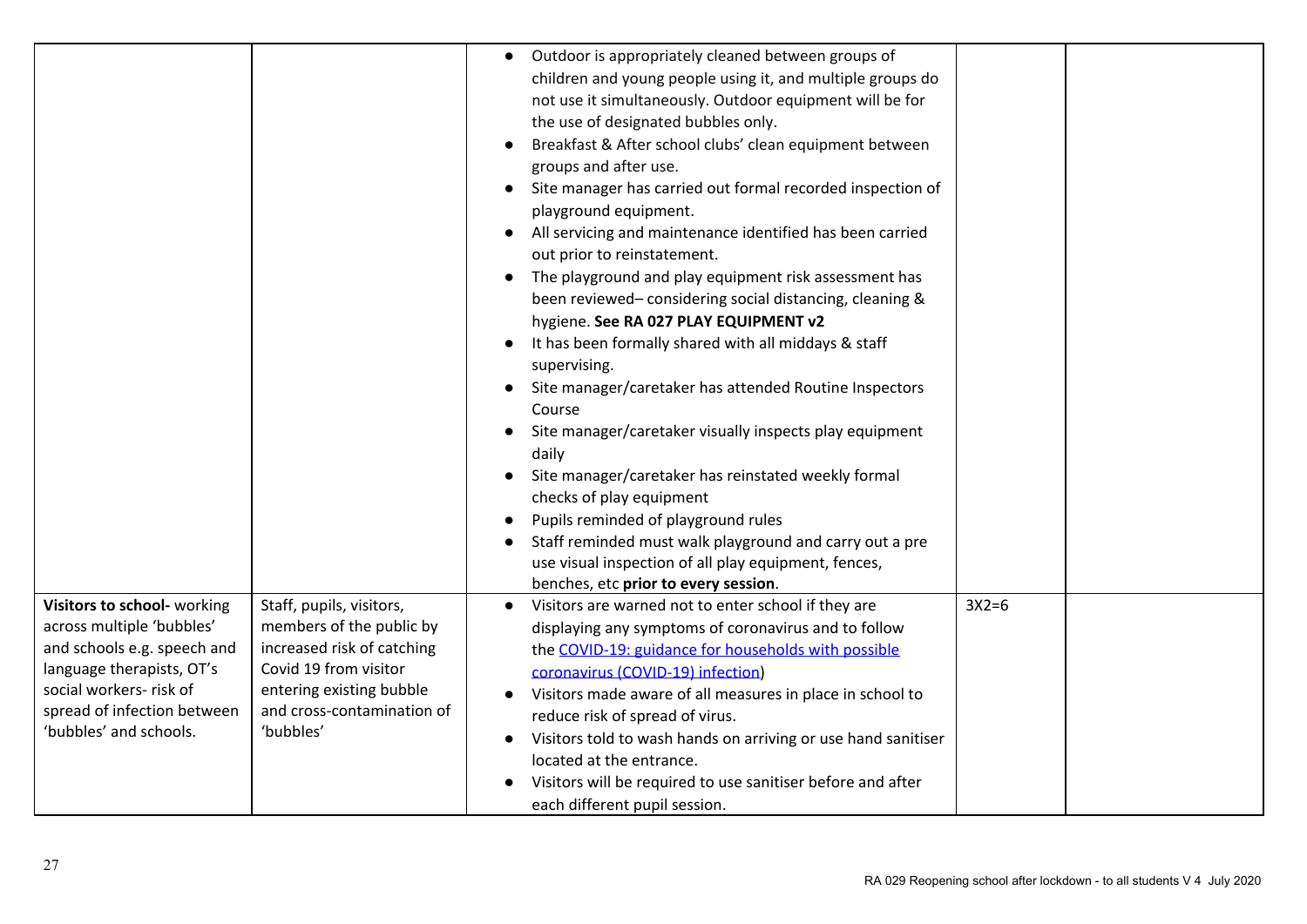| | | | | |
|---|---|---|---|---|
| | | <ul><li>Outdoor is appropriately cleaned between groups of children and young people using it, and multiple groups do not use it simultaneously. Outdoor equipment will be for the use of designated bubbles only.</li><li>Breakfast & After school clubs' clean equipment between groups and after use.</li><li>Site manager has carried out formal recorded inspection of playground equipment.</li><li>All servicing and maintenance identified has been carried out prior to reinstatement.</li><li>The playground and play equipment risk assessment has been reviewed– considering social distancing, cleaning & hygiene. **See RA 027 PLAY EQUIPMENT v2**</li><li>It has been formally shared with all middays & staff supervising.</li><li>Site manager/caretaker has attended Routine Inspectors Course</li><li>Site manager/caretaker visually inspects play equipment daily</li><li>Site manager/caretaker has reinstated weekly formal checks of play equipment</li><li>Pupils reminded of playground rules</li><li>Staff reminded must walk playground and carry out a pre use visual inspection of all play equipment, fences, benches, etc **prior to every session**.</li></ul> | | |
| **Visitors to school-** working across multiple 'bubbles' and schools e.g. speech and language therapists, OT's social workers- risk of spread of infection between 'bubbles' and schools. | Staff, pupils, visitors, members of the public by increased risk of catching Covid 19 from visitor entering existing bubble and cross-contamination of 'bubbles' | <ul><li>Visitors are warned not to enter school if they are displaying any symptoms of coronavirus and to follow the COVID-19: guidance for households with possible coronavirus (COVID-19) infection)</li><li>Visitors made aware of all measures in place in school to reduce risk of spread of virus.</li><li>Visitors told to wash hands on arriving or use hand sanitiser located at the entrance.</li><li>Visitors will be required to use sanitiser before and after each different pupil session.</li></ul> | 3X2=6 | |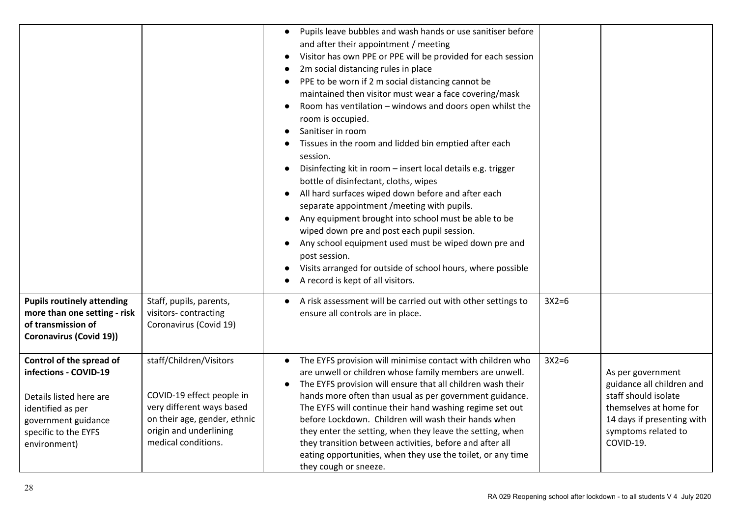| | | | | |
|---|---|---|---|---|
| | | • Pupils leave bubbles and wash hands or use sanitiser before and after their appointment / meeting<br>• Visitor has own PPE or PPE will be provided for each session<br>• 2m social distancing rules in place<br>• PPE to be worn if 2 m social distancing cannot be maintained then visitor must wear a face covering/mask<br>• Room has ventilation – windows and doors open whilst the room is occupied.<br>• Sanitiser in room<br>• Tissues in the room and lidded bin emptied after each session.<br>• Disinfecting kit in room – insert local details e.g. trigger bottle of disinfectant, cloths, wipes<br>• All hard surfaces wiped down before and after each separate appointment /meeting with pupils.<br>• Any equipment brought into school must be able to be wiped down pre and post each pupil session.<br>• Any school equipment used must be wiped down pre and post session.<br>• Visits arranged for outside of school hours, where possible<br>• A record is kept of all visitors. | | |
| **Pupils routinely attending more than one setting - risk of transmission of Coronavirus (Covid 19))** | Staff, pupils, parents, visitors- contracting Coronavirus (Covid 19) | • A risk assessment will be carried out with other settings to ensure all controls are in place. | 3X2=6 | |
| **Control of the spread of infections - COVID-19**<br><br>Details listed here are identified as per government guidance specific to the EYFS environment) | staff/Children/Visitors<br><br>COVID-19 effect people in very different ways based on their age, gender, ethnic origin and underlining medical conditions. | • The EYFS provision will minimise contact with children who are unwell or children whose family members are unwell.<br>• The EYFS provision will ensure that all children wash their hands more often than usual as per government guidance. The EYFS will continue their hand washing regime set out before Lockdown. Children will wash their hands when they enter the setting, when they leave the setting, when they transition between activities, before and after all eating opportunities, when they use the toilet, or any time they cough or sneeze. | 3X2=6 | As per government guidance all children and staff should isolate themselves at home for 14 days if presenting with symptoms related to COVID-19. |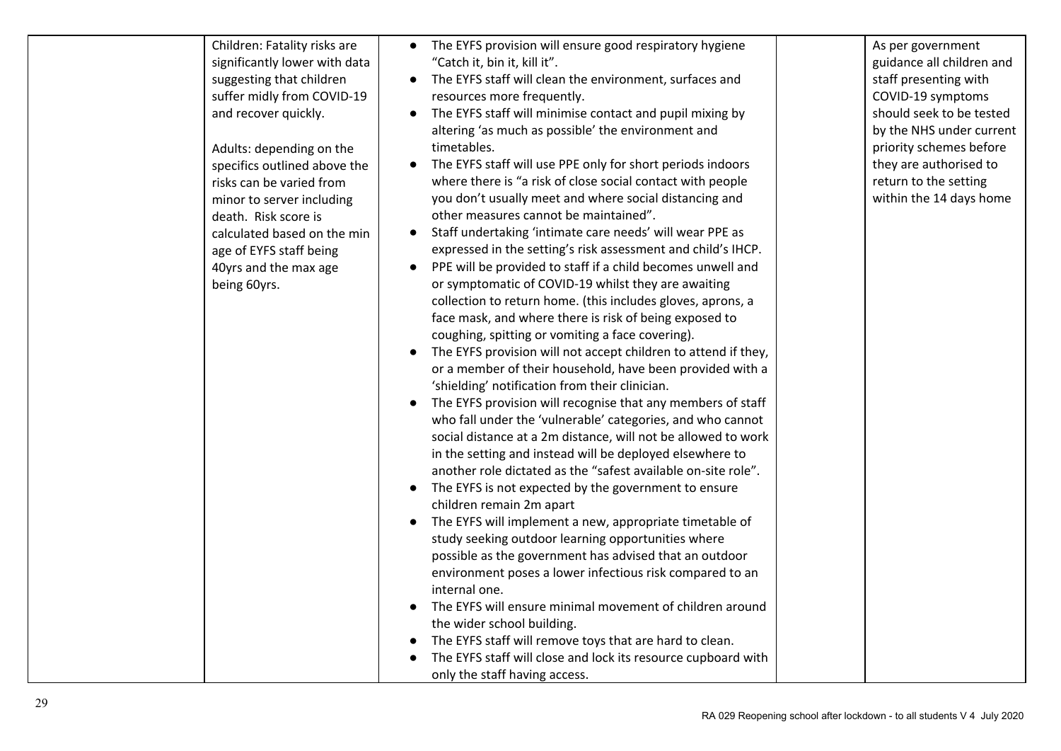| | | | | |
|---|---|---|---|---|
| | Children: Fatality risks are significantly lower with data suggesting that children suffer midly from COVID-19 and recover quickly.<br><br>Adults: depending on the specifics outlined above the risks can be varied from minor to server including death. Risk score is calculated based on the min age of EYFS staff being 40yrs and the max age being 60yrs. | • The EYFS provision will ensure good respiratory hygiene "Catch it, bin it, kill it".<br>• The EYFS staff will clean the environment, surfaces and resources more frequently.<br>• The EYFS staff will minimise contact and pupil mixing by altering 'as much as possible' the environment and timetables.<br>• The EYFS staff will use PPE only for short periods indoors where there is "a risk of close social contact with people you don't usually meet and where social distancing and other measures cannot be maintained".<br>• Staff undertaking 'intimate care needs' will wear PPE as expressed in the setting's risk assessment and child's IHCP.<br>• PPE will be provided to staff if a child becomes unwell and or symptomatic of COVID-19 whilst they are awaiting collection to return home. (this includes gloves, aprons, a face mask, and where there is risk of being exposed to coughing, spitting or vomiting a face covering).<br>• The EYFS provision will not accept children to attend if they, or a member of their household, have been provided with a 'shielding' notification from their clinician.<br>• The EYFS provision will recognise that any members of staff who fall under the 'vulnerable' categories, and who cannot social distance at a 2m distance, will not be allowed to work in the setting and instead will be deployed elsewhere to another role dictated as the "safest available on-site role".<br>• The EYFS is not expected by the government to ensure children remain 2m apart<br>• The EYFS will implement a new, appropriate timetable of study seeking outdoor learning opportunities where possible as the government has advised that an outdoor environment poses a lower infectious risk compared to an internal one.<br>• The EYFS will ensure minimal movement of children around the wider school building.<br>• The EYFS staff will remove toys that are hard to clean.<br>• The EYFS staff will close and lock its resource cupboard with only the staff having access. | | As per government guidance all children and staff presenting with COVID-19 symptoms should seek to be tested by the NHS under current priority schemes before they are authorised to return to the setting within the 14 days home |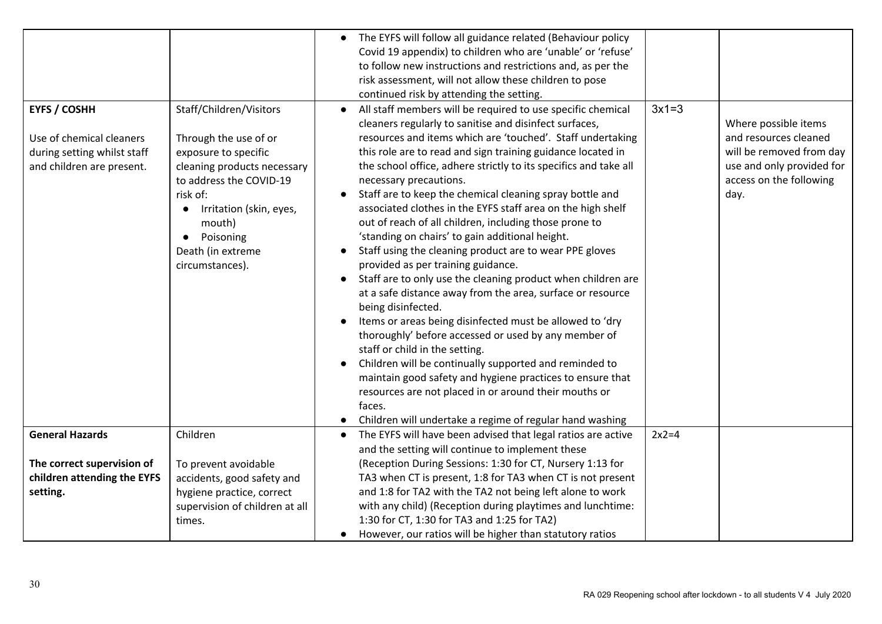| | | | | |
|---|---|---|---|---|
| | | • The EYFS will follow all guidance related (Behaviour policy Covid 19 appendix) to children who are 'unable' or 'refuse' to follow new instructions and restrictions and, as per the risk assessment, will not allow these children to pose continued risk by attending the setting. | | |
| **EYFS / COSHH**<br><br>Use of chemical cleaners during setting whilst staff and children are present. | Staff/Children/Visitors<br><br>Through the use of or exposure to specific cleaning products necessary to address the COVID-19 risk of:<br>• Irritation (skin, eyes, mouth)<br>• Poisoning<br>Death (in extreme circumstances). | • All staff members will be required to use specific chemical cleaners regularly to sanitise and disinfect surfaces, resources and items which are 'touched'. Staff undertaking this role are to read and sign training guidance located in the school office, adhere strictly to its specifics and take all necessary precautions.<br>• Staff are to keep the chemical cleaning spray bottle and associated clothes in the EYFS staff area on the high shelf out of reach of all children, including those prone to 'standing on chairs' to gain additional height.<br>• Staff using the cleaning product are to wear PPE gloves provided as per training guidance.<br>• Staff are to only use the cleaning product when children are at a safe distance away from the area, surface or resource being disinfected.<br>• Items or areas being disinfected must be allowed to 'dry thoroughly' before accessed or used by any member of staff or child in the setting.<br>• Children will be continually supported and reminded to maintain good safety and hygiene practices to ensure that resources are not placed in or around their mouths or faces.<br>• Children will undertake a regime of regular hand washing | 3x1=3 | Where possible items and resources cleaned will be removed from day use and only provided for access on the following day. |
| **General Hazards**<br><br>**The correct supervision of children attending the EYFS setting.** | Children<br><br>To prevent avoidable accidents, good safety and hygiene practice, correct supervision of children at all times. | • The EYFS will have been advised that legal ratios are active and the setting will continue to implement these (Reception During Sessions: 1:30 for CT, Nursery 1:13 for TA3 when CT is present, 1:8 for TA3 when CT is not present and 1:8 for TA2 with the TA2 not being left alone to work with any child) (Reception during playtimes and lunchtime: 1:30 for CT, 1:30 for TA3 and 1:25 for TA2)<br>• However, our ratios will be higher than statutory ratios | 2x2=4 | |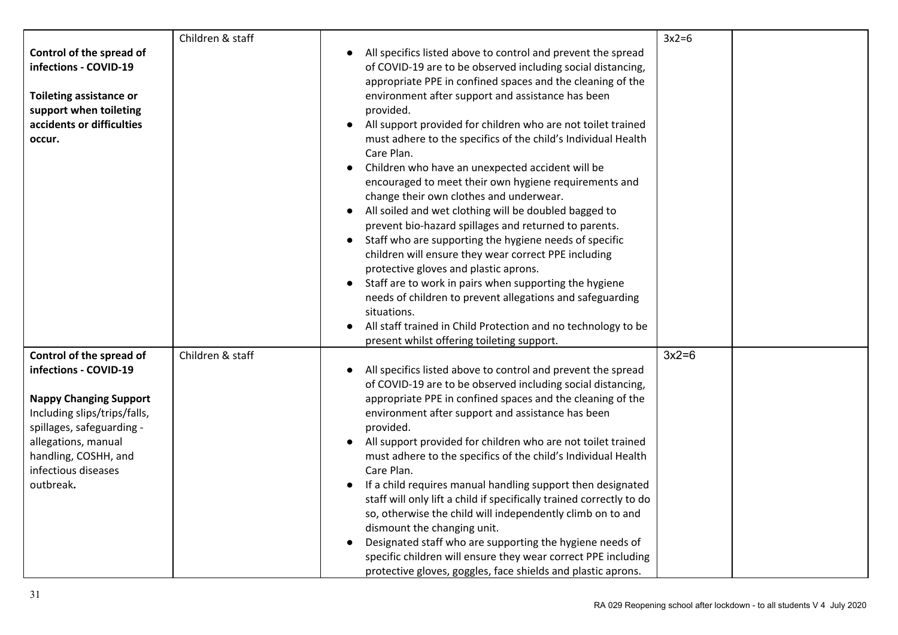| | | | | |
|---|---|---|---|---|
| **Control of the spread of infections - COVID-19**<br><br>**Toileting assistance or support when toileting accidents or difficulties occur.** | Children & staff | • All specifics listed above to control and prevent the spread of COVID-19 are to be observed including social distancing, appropriate PPE in confined spaces and the cleaning of the environment after support and assistance has been provided.<br>• All support provided for children who are not toilet trained must adhere to the specifics of the child's Individual Health Care Plan.<br>• Children who have an unexpected accident will be encouraged to meet their own hygiene requirements and change their own clothes and underwear.<br>• All soiled and wet clothing will be doubled bagged to prevent bio-hazard spillages and returned to parents.<br>• Staff who are supporting the hygiene needs of specific children will ensure they wear correct PPE including protective gloves and plastic aprons.<br>• Staff are to work in pairs when supporting the hygiene needs of children to prevent allegations and safeguarding situations.<br>• All staff trained in Child Protection and no technology to be present whilst offering toileting support. | 3x2=6 | |
| **Control of the spread of infections - COVID-19**<br><br>**Nappy Changing Support**<br>Including slips/trips/falls, spillages, safeguarding - allegations, manual handling, COSHH, and infectious diseases outbreak**.** | Children & staff | • All specifics listed above to control and prevent the spread of COVID-19 are to be observed including social distancing, appropriate PPE in confined spaces and the cleaning of the environment after support and assistance has been provided.<br>• All support provided for children who are not toilet trained must adhere to the specifics of the child's Individual Health Care Plan.<br>• If a child requires manual handling support then designated staff will only lift a child if specifically trained correctly to do so, otherwise the child will independently climb on to and dismount the changing unit.<br>• Designated staff who are supporting the hygiene needs of specific children will ensure they wear correct PPE including protective gloves, goggles, face shields and plastic aprons. | 3x2=6 | |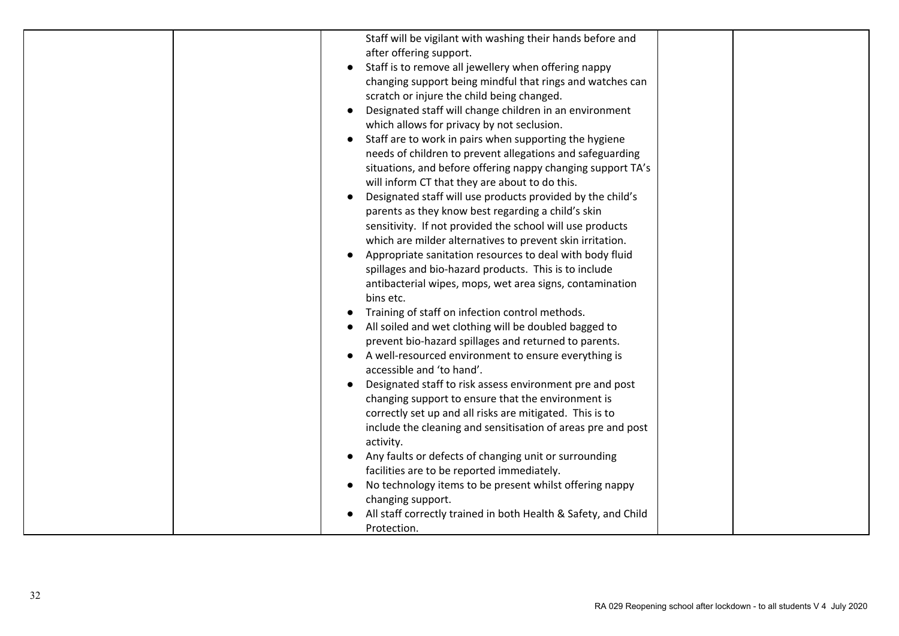|  |  | Staff will be vigilant with washing their hands before and after offering support.<br>● Staff is to remove all jewellery when offering nappy changing support being mindful that rings and watches can scratch or injure the child being changed.<br>● Designated staff will change children in an environment which allows for privacy by not seclusion.<br>● Staff are to work in pairs when supporting the hygiene needs of children to prevent allegations and safeguarding situations, and before offering nappy changing support TA's will inform CT that they are about to do this.<br>● Designated staff will use products provided by the child's parents as they know best regarding a child's skin sensitivity. If not provided the school will use products which are milder alternatives to prevent skin irritation.<br>● Appropriate sanitation resources to deal with body fluid spillages and bio-hazard products. This is to include antibacterial wipes, mops, wet area signs, contamination bins etc.<br>● Training of staff on infection control methods.<br>● All soiled and wet clothing will be doubled bagged to prevent bio-hazard spillages and returned to parents.<br>● A well-resourced environment to ensure everything is accessible and 'to hand'.<br>● Designated staff to risk assess environment pre and post changing support to ensure that the environment is correctly set up and all risks are mitigated. This is to include the cleaning and sensitisation of areas pre and post activity.<br>● Any faults or defects of changing unit or surrounding facilities are to be reported immediately.<br>● No technology items to be present whilst offering nappy changing support.<br>● All staff correctly trained in both Health & Safety, and Child Protection. |  |  |
|---|---|---|---|---|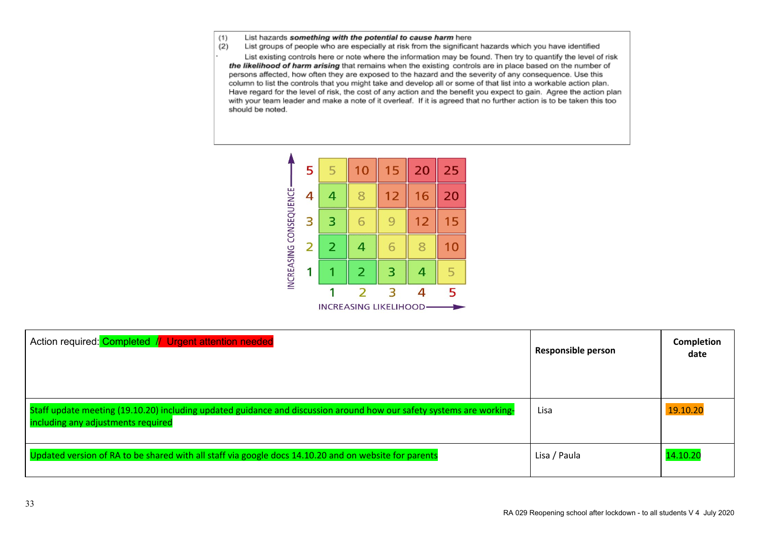(1) List hazards ***something with the potential to cause harm*** here
(2) List groups of people who are especially at risk from the significant hazards which you have identified

List existing controls here or note where the information may be found. Then try to quantify the level of risk ***the likelihood of harm arising*** that remains when the existing controls are in place based on the number of persons affected, how often they are exposed to the hazard and the severity of any consequence. Use this column to list the controls that you might take and develop all or some of that list into a workable action plan. Have regard for the level of risk, the cost of any action and the benefit you expect to gain. Agree the action plan with your team leader and make a note of it overleaf. If it is agreed that no further action is to be taken this too should be noted.

| INCREASING CONSEQUENCE | | | | | |
|---|---|---|---|---|---|
| 5 | 5 | 10 | 15 | 20 | 25 |
| 4 | 4 | 8 | 12 | 16 | 20 |
| 3 | 3 | 6 | 9 | 12 | 15 |
| 2 | 2 | 4 | 6 | 8 | 10 |
| 1 | 1 | 2 | 3 | 4 | 5 |
| | 1 | 2 | 3 | 4 | 5 |

INCREASING LIKELIHOOD

| Action required: Completed // Urgent attention needed | Responsible person | Completion date |
|---|---|---|
| Staff update meeting (19.10.20) including updated guidance and discussion around how our safety systems are working- including any adjustments required | Lisa | 19.10.20 |
| Updated version of RA to be shared with all staff via google docs 14.10.20 and on website for parents | Lisa / Paula | 14.10.20 |

RA 029 Reopening school after lockdown - to all students V 4 July 2020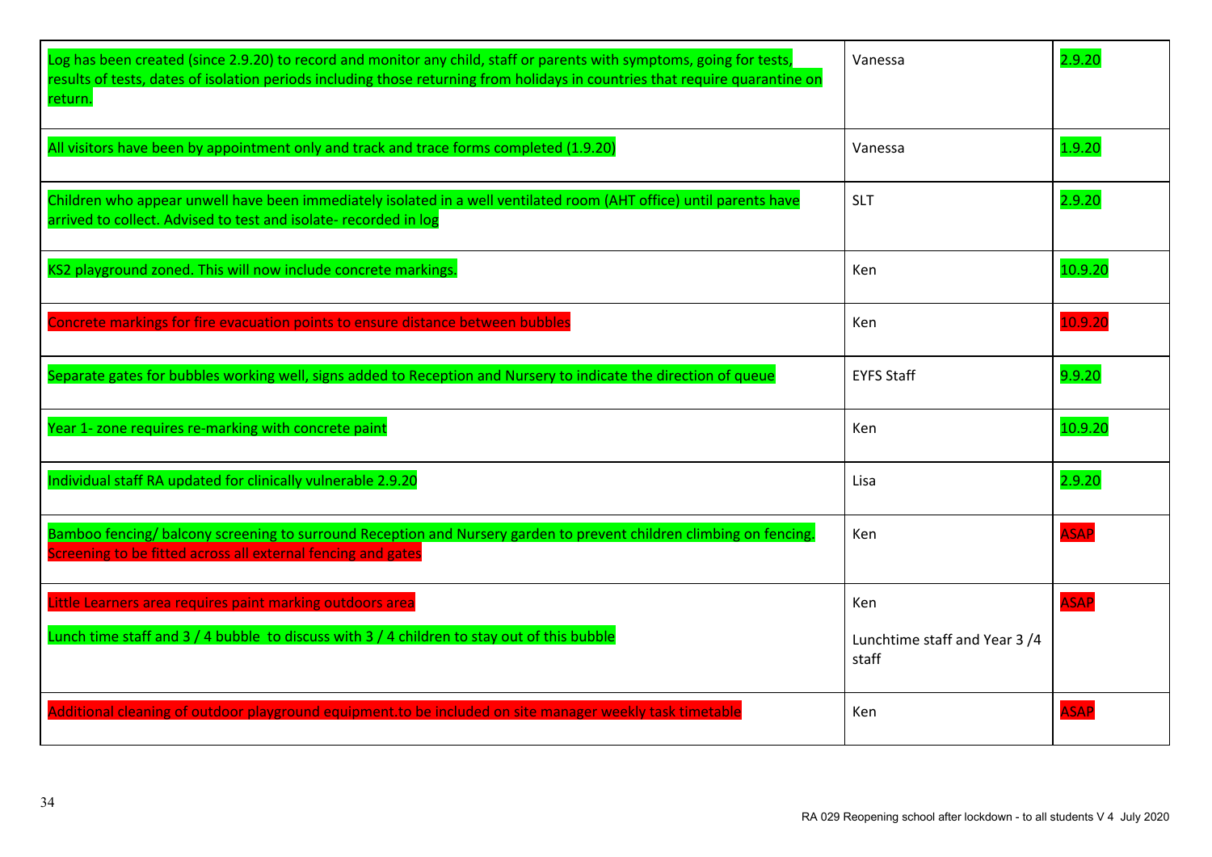| | | |
|---|---|---|
| Log has been created (since 2.9.20) to record and monitor any child, staff or parents with symptoms, going for tests, results of tests, dates of isolation periods including those returning from holidays in countries that require quarantine on return. | Vanessa | 2.9.20 |
| All visitors have been by appointment only and track and trace forms completed (1.9.20) | Vanessa | 1.9.20 |
| Children who appear unwell have been immediately isolated in a well ventilated room (AHT office) until parents have arrived to collect. Advised to test and isolate- recorded in log | SLT | 2.9.20 |
| KS2 playground zoned. This will now include concrete markings. | Ken | 10.9.20 |
| Concrete markings for fire evacuation points to ensure distance between bubbles | Ken | 10.9.20 |
| Separate gates for bubbles working well, signs added to Reception and Nursery to indicate the direction of queue | EYFS Staff | 9.9.20 |
| Year 1- zone requires re-marking with concrete paint | Ken | 10.9.20 |
| Individual staff RA updated for clinically vulnerable 2.9.20 | Lisa | 2.9.20 |
| Bamboo fencing/ balcony screening to surround Reception and Nursery garden to prevent children climbing on fencing. Screening to be fitted across all external fencing and gates | Ken | ASAP |
| Little Learners area requires paint marking outdoors area<br><br>Lunch time staff and 3 / 4 bubble to discuss with 3 / 4 children to stay out of this bubble | Ken<br><br>Lunchtime staff and Year 3 /4 staff | ASAP |
| Additional cleaning of outdoor playground equipment.to be included on site manager weekly task timetable | Ken | ASAP |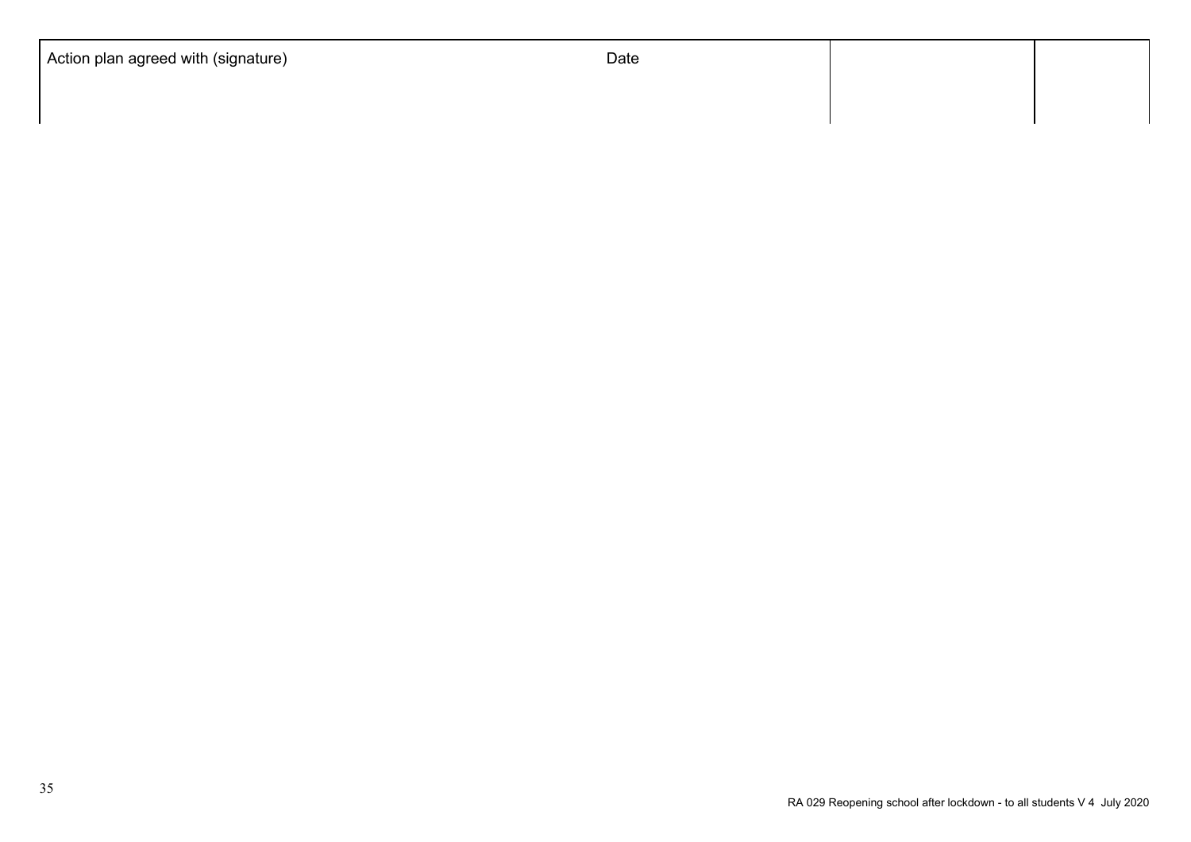| | | | |
|---|---|---|---|
| Action plan agreed with (signature) | Date | | |